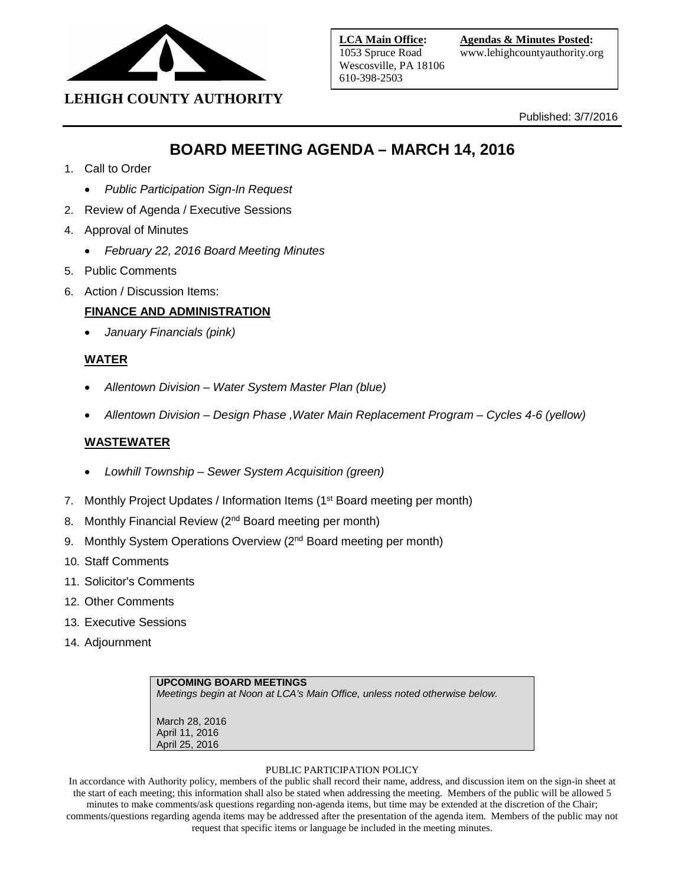**LEHIGH COUNTY AUTHORITY**

**LCA Main Office:**
1053 Spruce Road
Wescosville, PA 18106
610-398-2503

**Agendas & Minutes Posted:**
www.lehighcountyauthority.org

Published: 3/7/2016

# BOARD MEETING AGENDA – MARCH 14, 2016

1. Call to Order
   - *Public Participation Sign-In Request*
2. Review of Agenda / Executive Sessions
4. Approval of Minutes
   - *February 22, 2016 Board Meeting Minutes*
5. Public Comments
6. Action / Discussion Items:

   **FINANCE AND ADMINISTRATION**

   - *January Financials (pink)*

   **WATER**

   - *Allentown Division – Water System Master Plan (blue)*
   - *Allentown Division – Design Phase ,Water Main Replacement Program – Cycles 4-6 (yellow)*

   **WASTEWATER**

   - *Lowhill Township – Sewer System Acquisition (green)*

7. Monthly Project Updates / Information Items (1st Board meeting per month)
8. Monthly Financial Review (2nd Board meeting per month)
9. Monthly System Operations Overview (2nd Board meeting per month)
10. Staff Comments
11. Solicitor's Comments
12. Other Comments
13. Executive Sessions
14. Adjournment

**UPCOMING BOARD MEETINGS**
*Meetings begin at Noon at LCA's Main Office, unless noted otherwise below.*

March 28, 2016
April 11, 2016
April 25, 2016

PUBLIC PARTICIPATION POLICY

In accordance with Authority policy, members of the public shall record their name, address, and discussion item on the sign-in sheet at the start of each meeting; this information shall also be stated when addressing the meeting. Members of the public will be allowed 5 minutes to make comments/ask questions regarding non-agenda items, but time may be extended at the discretion of the Chair; comments/questions regarding agenda items may be addressed after the presentation of the agenda item. Members of the public may not request that specific items or language be included in the meeting minutes.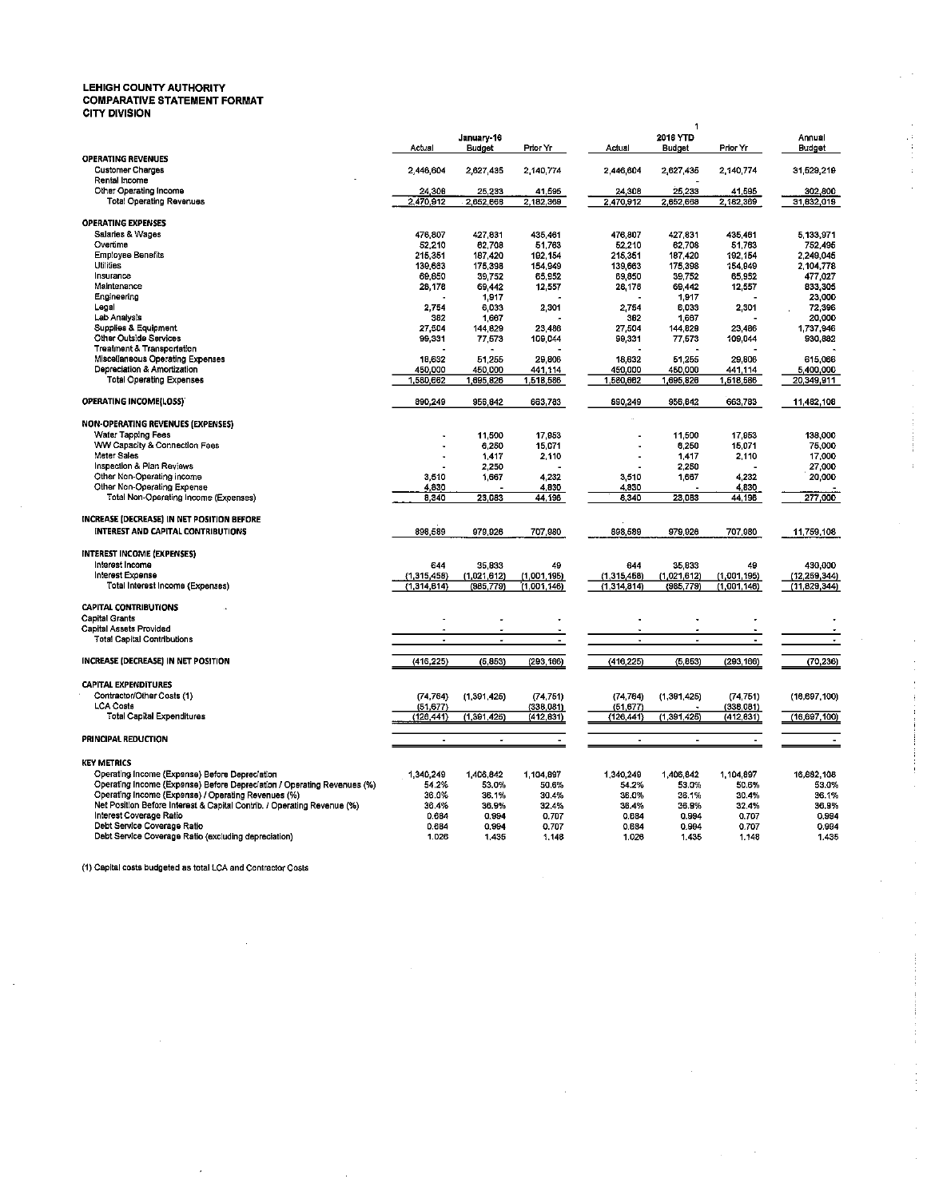**LEHIGH COUNTY AUTHORITY**
**COMPARATIVE STATEMENT FORMAT**
**CITY DIVISION**

| | January-16 | | | 2016 YTD | | | Annual |
|---|---|---|---|---|---|---|---|
| | Actual | Budget | Prior Yr | Actual | Budget | Prior Yr | Budget |
| **OPERATING REVENUES** | | | | | | | |
| Customer Charges | 2,446,604 | 2,627,435 | 2,140,774 | 2,446,604 | 2,627,435 | 2,140,774 | 31,529,219 |
| Rental Income | | | | | - | | |
| Other Operating Income | 24,308 | 25,233 | 41,595 | 24,308 | 25,233 | 41,595 | 302,800 |
| Total Operating Revenues | 2,470,912 | 2,652,668 | 2,182,369 | 2,470,912 | 2,652,668 | 2,182,369 | 31,832,019 |
| **OPERATING EXPENSES** | | | | | | | |
| Salaries & Wages | 476,807 | 427,831 | 435,461 | 476,807 | 427,831 | 435,461 | 5,133,971 |
| Overtime | 52,210 | 62,708 | 51,763 | 52,210 | 62,708 | 51,763 | 752,495 |
| Employee Benefits | 215,351 | 187,420 | 192,154 | 215,351 | 187,420 | 192,154 | 2,249,045 |
| Utilities | 139,663 | 175,398 | 154,949 | 139,663 | 175,398 | 154,949 | 2,104,778 |
| Insurance | 69,850 | 39,752 | 65,952 | 69,850 | 39,752 | 65,952 | 477,027 |
| Maintenance | 28,176 | 69,442 | 12,557 | 28,176 | 69,442 | 12,557 | 833,305 |
| Engineering | - | 1,917 | - | - | 1,917 | - | 23,000 |
| Legal | 2,754 | 6,033 | 2,301 | 2,754 | 6,033 | 2,301 | 72,396 |
| Lab Analysis | 362 | 1,667 | - | 362 | 1,667 | - | 20,000 |
| Supplies & Equipment | 27,504 | 144,829 | 23,486 | 27,504 | 144,829 | 23,486 | 1,737,946 |
| Other Outside Services | 99,331 | 77,573 | 109,044 | 99,331 | 77,573 | 109,044 | 930,882 |
| Treatment & Transportation | - | - | - | - | - | - | - |
| Miscellaneous Operating Expenses | 18,632 | 51,255 | 29,808 | 18,632 | 51,255 | 29,808 | 615,066 |
| Depreciation & Amortization | 450,000 | 450,000 | 441,114 | 450,000 | 450,000 | 441,114 | 5,400,000 |
| Total Operating Expenses | 1,580,662 | 1,695,826 | 1,518,586 | 1,580,662 | 1,695,826 | 1,518,586 | 20,349,911 |
| **OPERATING INCOME(LOSS)** | 890,249 | 956,842 | 663,783 | 890,249 | 956,842 | 663,783 | 11,482,108 |
| **NON-OPERATING REVENUES (EXPENSES)** | | | | | | | |
| Water Tapping Fees | - | 11,500 | 17,953 | - | 11,500 | 17,953 | 138,000 |
| WW Capacity & Connection Fees | - | 6,250 | 15,071 | - | 6,250 | 15,071 | 75,000 |
| Meter Sales | - | 1,417 | 2,110 | - | 1,417 | 2,110 | 17,000 |
| Inspection & Plan Reviews | - | 2,250 | - | - | 2,250 | - | 27,000 |
| Other Non-Operating Income | 3,510 | 1,667 | 4,232 | 3,510 | 1,667 | 4,232 | 20,000 |
| Other Non-Operating Expense | 4,830 | - | 4,830 | 4,830 | - | 4,830 | - |
| Total Non-Operating Income (Expenses) | 8,340 | 23,083 | 44,196 | 8,340 | 23,083 | 44,196 | 277,000 |
| **INCREASE (DECREASE) IN NET POSITION BEFORE INTEREST AND CAPITAL CONTRIBUTIONS** | 898,589 | 979,926 | 707,980 | 898,589 | 979,926 | 707,980 | 11,759,108 |
| **INTEREST INCOME (EXPENSES)** | | | | | | | |
| Interest Income | 644 | 35,833 | 49 | 644 | 35,833 | 49 | 430,000 |
| Interest Expense | (1,315,458) | (1,021,612) | (1,001,195) | (1,315,458) | (1,021,612) | (1,001,195) | (12,259,344) |
| Total Interest Income (Expenses) | (1,314,814) | (985,779) | (1,001,146) | (1,314,814) | (985,779) | (1,001,146) | (11,829,344) |
| **CAPITAL CONTRIBUTIONS** | | | | | | | |
| Capital Grants | - | - | - | - | - | - | - |
| Capital Assets Provided | - | - | - | - | - | - | - |
| Total Capital Contributions | - | - | - | - | - | - | - |
| **INCREASE (DECREASE) IN NET POSITION** | (416,225) | (5,853) | (293,166) | (416,225) | (5,853) | (293,166) | (70,236) |
| **CAPITAL EXPENDITURES** | | | | | | | |
| Contractor/Other Costs (1) | (74,764) | (1,391,425) | (74,751) | (74,764) | (1,391,425) | (74,751) | (16,697,100) |
| LCA Costs | (51,677) | | (338,081) | (51,677) | - | (338,081) | |
| Total Capital Expenditures | (126,441) | (1,391,425) | (412,831) | (126,441) | (1,391,425) | (412,831) | (16,697,100) |
| **PRINCIPAL REDUCTION** | - | - | - | - | - | - | - |
| **KEY METRICS** | | | | | | | |
| Operating Income (Expense) Before Depreciation | 1,340,249 | 1,406,842 | 1,104,897 | 1,340,249 | 1,406,842 | 1,104,897 | 16,882,108 |
| Operating Income (Expense) Before Depreciation / Operating Revenues (%) | 54.2% | 53.0% | 50.6% | 54.2% | 53.0% | 50.6% | 53.0% |
| Operating Income (Expense) / Operating Revenues (%) | 36.0% | 36.1% | 30.4% | 36.0% | 36.1% | 30.4% | 36.1% |
| Net Position Before Interest & Capital Contrib. / Operating Revenue (%) | 36.4% | 36.9% | 32.4% | 36.4% | 36.9% | 32.4% | 36.9% |
| Interest Coverage Ratio | 0.684 | 0.994 | 0.707 | 0.684 | 0.994 | 0.707 | 0.994 |
| Debt Service Coverage Ratio | 0.684 | 0.994 | 0.707 | 0.684 | 0.994 | 0.707 | 0.994 |
| Debt Service Coverage Ratio (excluding depreciation) | 1.026 | 1.435 | 1.148 | 1.026 | 1.435 | 1.148 | 1.435 |

(1) Capital costs budgeted as total LCA and Contractor Costs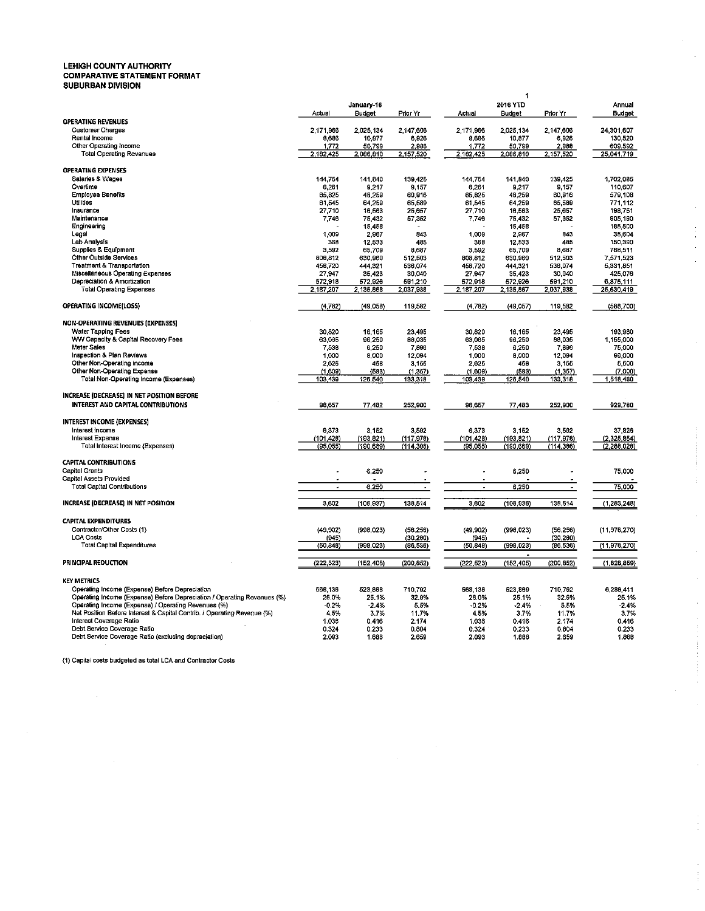# LEHIGH COUNTY AUTHORITY
## COMPARATIVE STATEMENT FORMAT
## SUBURBAN DIVISION

| | January-16 | | | 2016 YTD | | | Annual |
|---|---|---|---|---|---|---|---|
| | Actual | Budget | Prior Yr | Actual | Budget | Prior Yr | Budget |
| **OPERATING REVENUES** | | | | | | | |
| Customer Charges | 2,171,966 | 2,025,134 | 2,147,606 | 2,171,966 | 2,025,134 | 2,147,606 | 24,301,607 |
| Rental Income | 8,686 | 10,677 | 6,926 | 8,686 | 10,877 | 6,926 | 130,520 |
| Other Operating Income | 1,772 | 50,799 | 2,988 | 1,772 | 50,799 | 2,988 | 609,592 |
| Total Operating Revenues | 2,182,425 | 2,086,610 | 2,157,520 | 2,182,425 | 2,086,810 | 2,157,520 | 25,041,719 |
| **OPERATING EXPENSES** | | | | | | | |
| Salaries & Wages | 144,754 | 141,840 | 139,425 | 144,754 | 141,840 | 139,425 | 1,702,085 |
| Overtime | 6,261 | 9,217 | 9,157 | 6,261 | 9,217 | 9,157 | 110,607 |
| Employee Benefits | 65,825 | 48,259 | 60,916 | 65,825 | 48,259 | 60,916 | 579,108 |
| Utilities | 61,545 | 64,259 | 65,589 | 61,545 | 64,259 | 65,589 | 771,112 |
| Insurance | 27,710 | 16,563 | 25,657 | 27,710 | 16,563 | 25,657 | 198,751 |
| Maintenance | 7,746 | 75,432 | 57,352 | 7,746 | 75,432 | 57,352 | 905,180 |
| Engineering | - | 15,458 | - | - | 15,458 | - | 185,500 |
| Legal | 1,009 | 2,967 | 843 | 1,009 | 2,967 | 843 | 35,604 |
| Lab Analysis | 368 | 12,533 | 485 | 368 | 12,533 | 485 | 150,390 |
| Supplies & Equipment | 3,592 | 65,709 | 8,687 | 3,592 | 65,709 | 8,687 | 788,511 |
| Other Outside Services | 808,812 | 630,960 | 512,503 | 808,812 | 630,960 | 512,503 | 7,571,523 |
| Treatment & Transportation | 458,720 | 444,321 | 536,074 | 458,720 | 444,321 | 536,074 | 5,331,851 |
| Miscellaneous Operating Expenses | 27,947 | 35,423 | 30,040 | 27,947 | 35,423 | 30,040 | 425,076 |
| Depreciation & Amortization | 572,918 | 572,926 | 591,210 | 572,918 | 572,926 | 591,210 | 6,875,111 |
| Total Operating Expenses | 2,187,207 | 2,135,668 | 2,037,938 | 2,187,207 | 2,135,867 | 2,037,938 | 25,630,419 |
| **OPERATING INCOME(LOSS)** | (4,782) | (49,058) | 119,582 | (4,782) | (49,057) | 119,582 | (588,700) |
| **NON-OPERATING REVENUES (EXPENSES)** | | | | | | | |
| Water Tapping Fees | 30,620 | 16,165 | 23,495 | 30,620 | 16,165 | 23,495 | 193,980 |
| WW Capacity & Capital Recovery Fees | 63,065 | 96,250 | 88,035 | 63,065 | 96,250 | 88,036 | 1,155,000 |
| Meter Sales | 7,538 | 6,250 | 7,896 | 7,538 | 6,250 | 7,896 | 75,000 |
| Inspection & Plan Reviews | 1,000 | 8,000 | 12,094 | 1,000 | 8,000 | 12,094 | 96,000 |
| Other Non-Operating Income | 2,625 | 458 | 3,155 | 2,625 | 458 | 3,155 | 5,500 |
| Other Non-Operating Expense | (1,609) | (583) | (1,357) | (1,609) | (583) | (1,357) | (7,000) |
| Total Non-Operating Income (Expenses) | 103,439 | 126,540 | 133,318 | 103,439 | 126,540 | 133,318 | 1,518,480 |
| **INCREASE (DECREASE) IN NET POSITION BEFORE INTEREST AND CAPITAL CONTRIBUTIONS** | 98,657 | 77,482 | 252,900 | 98,657 | 77,483 | 252,900 | 929,780 |
| **INTEREST INCOME (EXPENSES)** | | | | | | | |
| Interest Income | 6,373 | 3,152 | 3,592 | 6,373 | 3,152 | 3,592 | 37,826 |
| Interest Expense | (101,428) | (193,821) | (117,978) | (101,428) | (193,821) | (117,978) | (2,325,854) |
| Total Interest Income (Expenses) | (95,055) | (190,669) | (114,386) | (95,055) | (190,669) | (114,386) | (2,288,028) |
| **CAPITAL CONTRIBUTIONS** | | | | | | | |
| Capital Grants | - | 6,250 | - | - | 6,250 | - | 75,000 |
| Capital Assets Provided | - | - | - | - | - | - | - |
| Total Capital Contributions | - | 6,250 | - | - | 6,250 | - | 75,000 |
| **INCREASE (DECREASE) IN NET POSITION** | 3,602 | (106,937) | 138,514 | 3,602 | (106,936) | 138,514 | (1,283,248) |
| **CAPITAL EXPENDITURES** | | | | | | | |
| Contractor/Other Costs (1) | (49,902) | (998,023) | (56,256) | (49,902) | (998,023) | (56,256) | (11,976,270) |
| LCA Costs | (945) | | (30,280) | (945) | - | (30,280) | |
| Total Capital Expenditures | (50,848) | (998,023) | (86,536) | (50,848) | (998,023) | (86,536) | (11,976,270) |
| **PRINCIPAL REDUCTION** | (222,523) | (152,405) | (200,852) | (222,523) | (152,405) | (200,852) | (1,828,859) |
| **KEY METRICS** | | | | | | | |
| Operating Income (Expense) Before Depreciation | 568,136 | 523,868 | 710,792 | 568,136 | 523,869 | 710,792 | 6,286,411 |
| Operating Income (Expense) Before Depreciation / Operating Revenues (%) | 26.0% | 25.1% | 32.9% | 26.0% | 25.1% | 32.9% | 25.1% |
| Operating Income (Expense) / Operating Revenues (%) | -0.2% | -2.4% | 5.5% | -0.2% | -2.4% | 5.5% | -2.4% |
| Net Position Before Interest & Capital Contrib. / Operating Revenue (%) | 4.5% | 3.7% | 11.7% | 4.5% | 3.7% | 11.7% | 3.7% |
| Interest Coverage Ratio | 1.036 | 0.416 | 2.174 | 1.036 | 0.416 | 2.174 | 0.416 |
| Debt Service Coverage Ratio | 0.324 | 0.233 | 0.804 | 0.324 | 0.233 | 0.804 | 0.233 |
| Debt Service Coverage Ratio (excluding depreciation) | 2.093 | 1.888 | 2.659 | 2.093 | 1.888 | 2.659 | 1.888 |

(1) Capital costs budgeted as total LCA and Contractor Costs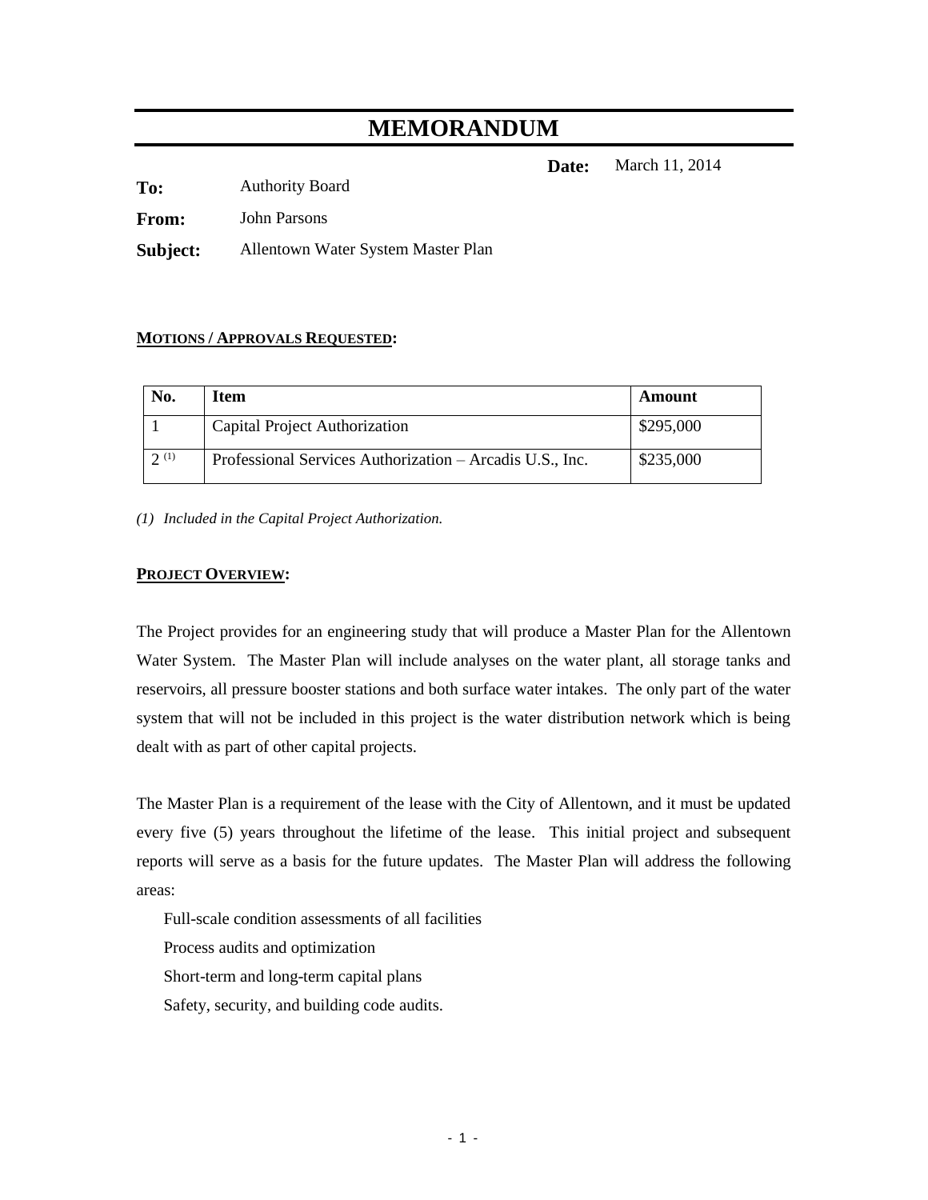# MEMORANDUM

**Date:** March 11, 2014

**To:** Authority Board

**From:** John Parsons

**Subject:** Allentown Water System Master Plan

**MOTIONS / APPROVALS REQUESTED:**

| No. | Item | Amount |
| --- | --- | --- |
| 1 | Capital Project Authorization | $295,000 |
| 2 [(1)] | Professional Services Authorization – Arcadis U.S., Inc. | $235,000 |

*(1) Included in the Capital Project Authorization.*

**PROJECT OVERVIEW:**

The Project provides for an engineering study that will produce a Master Plan for the Allentown Water System. The Master Plan will include analyses on the water plant, all storage tanks and reservoirs, all pressure booster stations and both surface water intakes. The only part of the water system that will not be included in this project is the water distribution network which is being dealt with as part of other capital projects.

The Master Plan is a requirement of the lease with the City of Allentown, and it must be updated every five (5) years throughout the lifetime of the lease. This initial project and subsequent reports will serve as a basis for the future updates. The Master Plan will address the following areas:

- Full-scale condition assessments of all facilities
- Process audits and optimization
- Short-term and long-term capital plans
- Safety, security, and building code audits.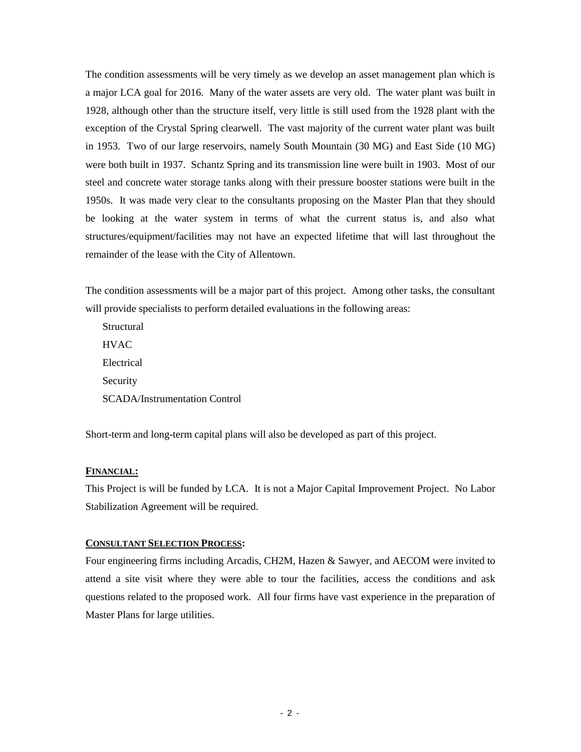The condition assessments will be very timely as we develop an asset management plan which is a major LCA goal for 2016. Many of the water assets are very old. The water plant was built in 1928, although other than the structure itself, very little is still used from the 1928 plant with the exception of the Crystal Spring clearwell. The vast majority of the current water plant was built in 1953. Two of our large reservoirs, namely South Mountain (30 MG) and East Side (10 MG) were both built in 1937. Schantz Spring and its transmission line were built in 1903. Most of our steel and concrete water storage tanks along with their pressure booster stations were built in the 1950s. It was made very clear to the consultants proposing on the Master Plan that they should be looking at the water system in terms of what the current status is, and also what structures/equipment/facilities may not have an expected lifetime that will last throughout the remainder of the lease with the City of Allentown.

The condition assessments will be a major part of this project. Among other tasks, the consultant will provide specialists to perform detailed evaluations in the following areas:

- Structural
- HVAC
- Electrical
- Security
- SCADA/Instrumentation Control

Short-term and long-term capital plans will also be developed as part of this project.

**FINANCIAL:**

This Project is will be funded by LCA. It is not a Major Capital Improvement Project. No Labor Stabilization Agreement will be required.

**CONSULTANT SELECTION PROCESS:**

Four engineering firms including Arcadis, CH2M, Hazen & Sawyer, and AECOM were invited to attend a site visit where they were able to tour the facilities, access the conditions and ask questions related to the proposed work. All four firms have vast experience in the preparation of Master Plans for large utilities.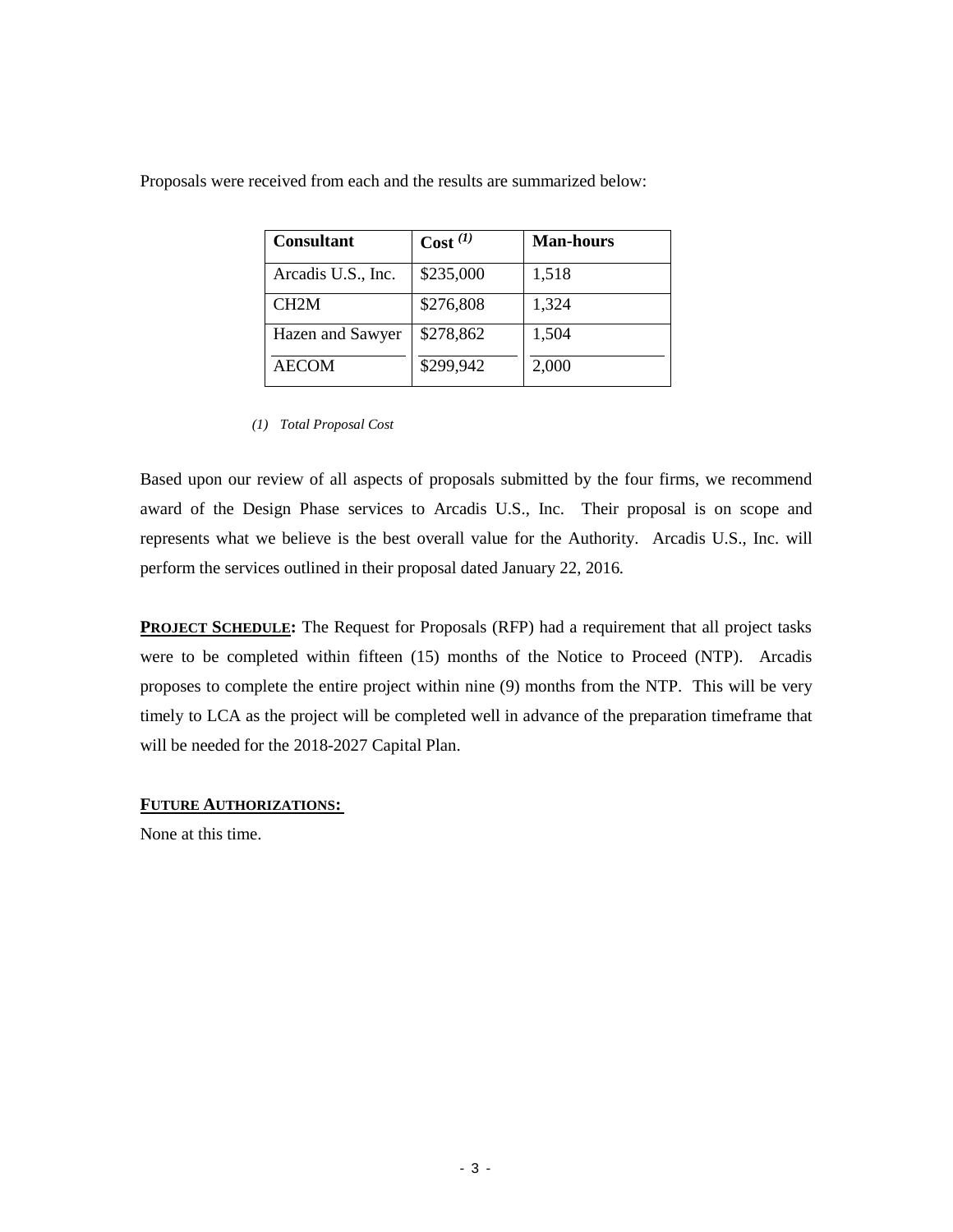Proposals were received from each and the results are summarized below:

| Consultant | Cost (1) | Man-hours |
| --- | --- | --- |
| Arcadis U.S., Inc. | $235,000 | 1,518 |
| CH2M | $276,808 | 1,324 |
| Hazen and Sawyer | $278,862 | 1,504 |
| AECOM | $299,942 | 2,000 |

*(1) Total Proposal Cost*

Based upon our review of all aspects of proposals submitted by the four firms, we recommend award of the Design Phase services to Arcadis U.S., Inc. Their proposal is on scope and represents what we believe is the best overall value for the Authority. Arcadis U.S., Inc. will perform the services outlined in their proposal dated January 22, 2016.

**PROJECT SCHEDULE:** The Request for Proposals (RFP) had a requirement that all project tasks were to be completed within fifteen (15) months of the Notice to Proceed (NTP). Arcadis proposes to complete the entire project within nine (9) months from the NTP. This will be very timely to LCA as the project will be completed well in advance of the preparation timeframe that will be needed for the 2018-2027 Capital Plan.

**FUTURE AUTHORIZATIONS:**

None at this time.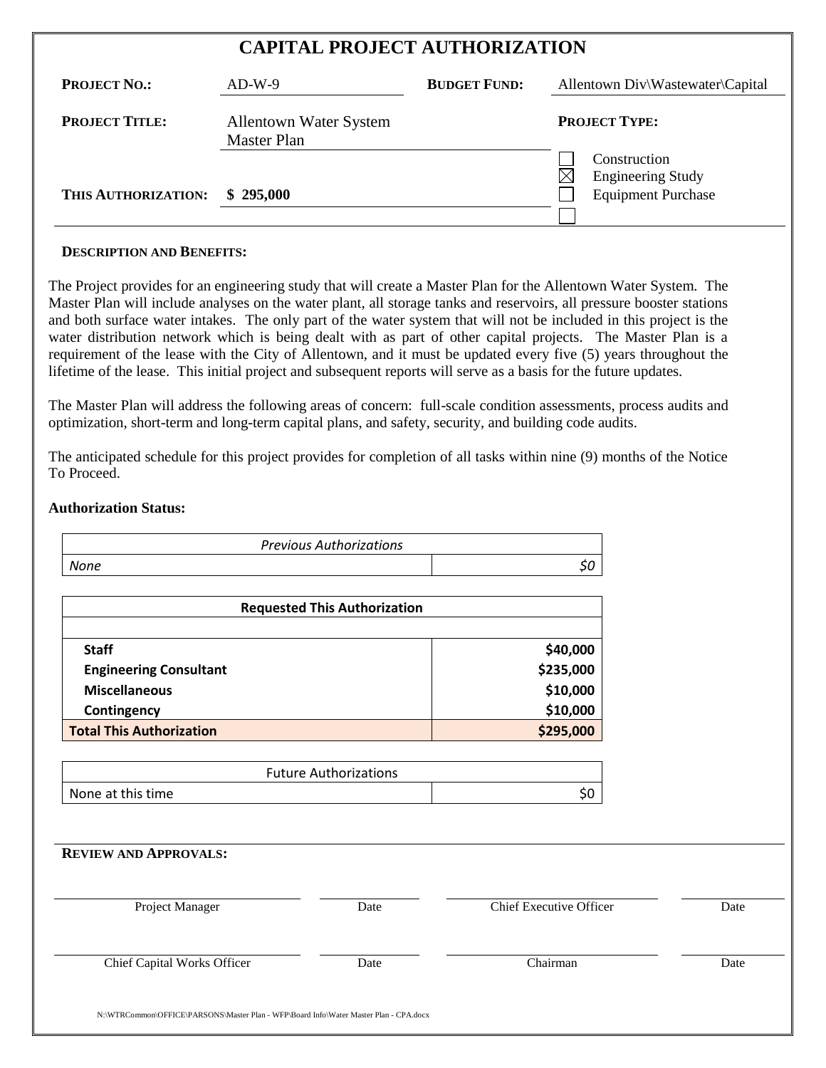# CAPITAL PROJECT AUTHORIZATION

| | | | |
|---|---|---|---|
| **PROJECT NO.:** | AD-W-9 | **BUDGET FUND:** | Allentown Div\Wastewater\Capital |
| **PROJECT TITLE:** | Allentown Water System Master Plan | **PROJECT TYPE:** | |
| **THIS AUTHORIZATION:** | **$ 295,000** | | ☐ Construction<br>☒ Engineering Study<br>☐ Equipment Purchase<br>☐ |

**DESCRIPTION AND BENEFITS:**

The Project provides for an engineering study that will create a Master Plan for the Allentown Water System. The Master Plan will include analyses on the water plant, all storage tanks and reservoirs, all pressure booster stations and both surface water intakes. The only part of the water system that will not be included in this project is the water distribution network which is being dealt with as part of other capital projects. The Master Plan is a requirement of the lease with the City of Allentown, and it must be updated every five (5) years throughout the lifetime of the lease. This initial project and subsequent reports will serve as a basis for the future updates.

The Master Plan will address the following areas of concern: full-scale condition assessments, process audits and optimization, short-term and long-term capital plans, and safety, security, and building code audits.

The anticipated schedule for this project provides for completion of all tasks within nine (9) months of the Notice To Proceed.

**Authorization Status:**

| *Previous Authorizations* | |
|---|---:|
| *None* | *$0* |

| **Requested This Authorization** | |
|---|---:|
| | |
| **Staff** | **$40,000** |
| **Engineering Consultant** | **$235,000** |
| **Miscellaneous** | **$10,000** |
| **Contingency** | **$10,000** |
| **Total This Authorization** | **$295,000** |

| Future Authorizations | |
|---|---:|
| None at this time | $0 |

**REVIEW AND APPROVALS:**

| | | | |
|---|---|---|---|
| Project Manager | Date | Chief Executive Officer | Date |
| Chief Capital Works Officer | Date | Chairman | Date |

N:\WTRCommon\OFFICE\PARSONS\Master Plan - WFP\Board Info\Water Master Plan - CPA.docx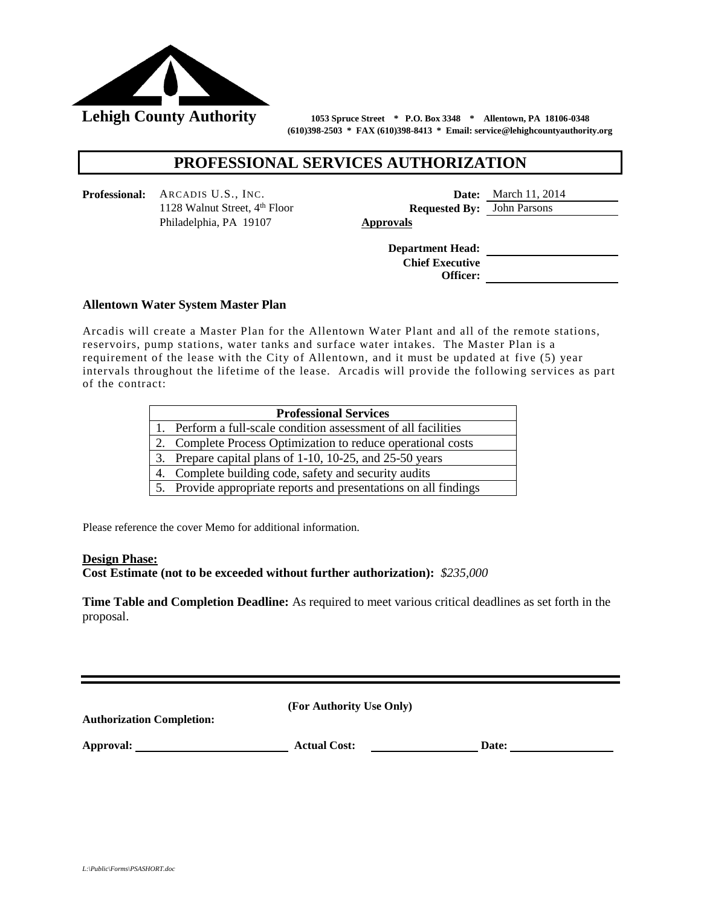**Lehigh County Authority**

**1053 Spruce Street \* P.O. Box 3348 \* Allentown, PA 18106-0348**
**(610)398-2503 \* FAX (610)398-8413 \* Email: service@lehighcountyauthority.org**

# PROFESSIONAL SERVICES AUTHORIZATION

**Professional:** ARCADIS U.S., INC.
1128 Walnut Street, 4th Floor
Philadelphia, PA 19107

**Date:** March 11, 2014
**Requested By:** John Parsons

**Approvals**

**Department Head:** \_\_\_\_\_\_\_\_\_\_\_\_\_\_\_\_\_\_\_\_

**Chief Executive Officer:** \_\_\_\_\_\_\_\_\_\_\_\_\_\_\_\_\_\_\_\_

**Allentown Water System Master Plan**

Arcadis will create a Master Plan for the Allentown Water Plant and all of the remote stations, reservoirs, pump stations, water tanks and surface water intakes. The Master Plan is a requirement of the lease with the City of Allentown, and it must be updated at five (5) year intervals throughout the lifetime of the lease. Arcadis will provide the following services as part of the contract:

| Professional Services |
| --- |
| 1. Perform a full-scale condition assessment of all facilities |
| 2. Complete Process Optimization to reduce operational costs |
| 3. Prepare capital plans of 1-10, 10-25, and 25-50 years |
| 4. Complete building code, safety and security audits |
| 5. Provide appropriate reports and presentations on all findings |

Please reference the cover Memo for additional information.

**Design Phase:**
**Cost Estimate (not to be exceeded without further authorization):** *$235,000*

**Time Table and Completion Deadline:** As required to meet various critical deadlines as set forth in the proposal.

---

**(For Authority Use Only)**

**Authorization Completion:**

**Approval:** \_\_\_\_\_\_\_\_\_\_\_\_\_\_\_\_\_\_\_\_ **Actual Cost:** \_\_\_\_\_\_\_\_\_\_\_\_\_\_\_\_\_\_\_\_ **Date:** \_\_\_\_\_\_\_\_\_\_\_\_\_\_\_\_\_\_\_\_

*L:\Public\Forms\PSASHORT.doc*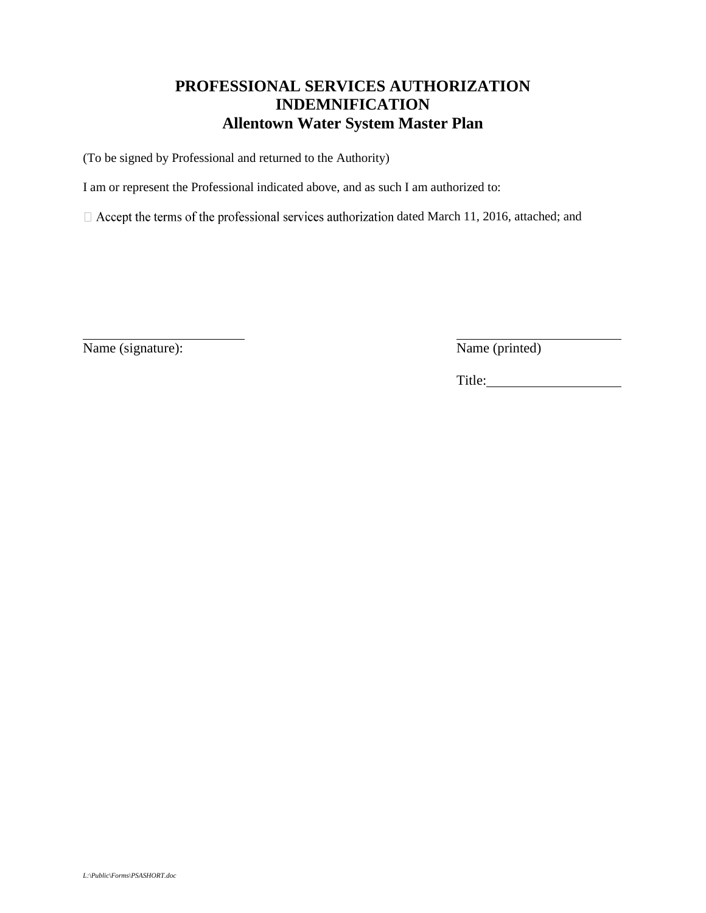# PROFESSIONAL SERVICES AUTHORIZATION INDEMNIFICATION
# Allentown Water System Master Plan

(To be signed by Professional and returned to the Authority)

I am or represent the Professional indicated above, and as such I am authorized to:

 Accept the terms of the professional services authorization dated March 11, 2016, attached; and

\_\_\_\_\_\_\_\_\_\_\_\_\_\_\_\_\_\_\_\_\_\_\_\_\_
Name (signature):

\_\_\_\_\_\_\_\_\_\_\_\_\_\_\_\_\_\_\_\_\_\_\_\_\_
Name (printed)

Title:\_\_\_\_\_\_\_\_\_\_\_\_\_\_\_\_\_\_\_

*L:\Public\Forms\PSASHORT.doc*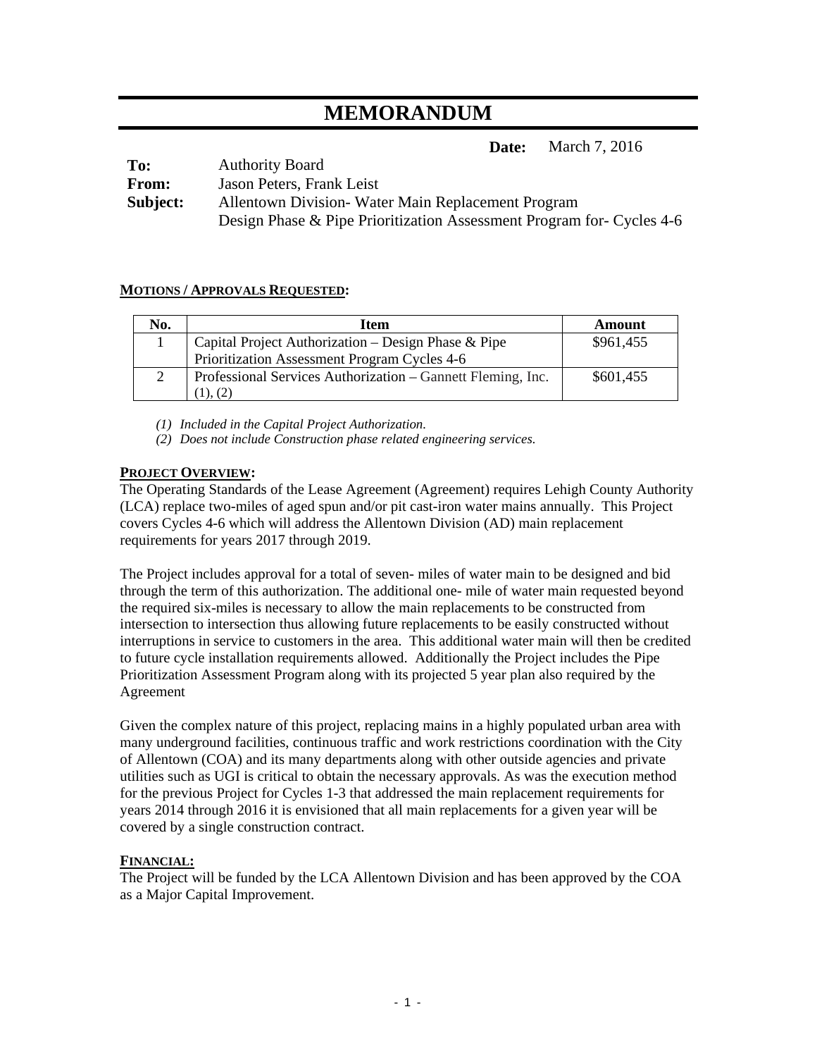# MEMORANDUM

**Date:** March 7, 2016

**To:** Authority Board
**From:** Jason Peters, Frank Leist
**Subject:** Allentown Division- Water Main Replacement Program
Design Phase & Pipe Prioritization Assessment Program for- Cycles 4-6

**MOTIONS / APPROVALS REQUESTED:**

| No. | Item | Amount |
|---|---|---|
| 1 | Capital Project Authorization – Design Phase & Pipe Prioritization Assessment Program Cycles 4-6 | $961,455 |
| 2 | Professional Services Authorization – Gannett Fleming, Inc. (1), (2) | $601,455 |

*(1) Included in the Capital Project Authorization.*
*(2) Does not include Construction phase related engineering services.*

**PROJECT OVERVIEW:**
The Operating Standards of the Lease Agreement (Agreement) requires Lehigh County Authority (LCA) replace two-miles of aged spun and/or pit cast-iron water mains annually. This Project covers Cycles 4-6 which will address the Allentown Division (AD) main replacement requirements for years 2017 through 2019.

The Project includes approval for a total of seven- miles of water main to be designed and bid through the term of this authorization. The additional one- mile of water main requested beyond the required six-miles is necessary to allow the main replacements to be constructed from intersection to intersection thus allowing future replacements to be easily constructed without interruptions in service to customers in the area. This additional water main will then be credited to future cycle installation requirements allowed. Additionally the Project includes the Pipe Prioritization Assessment Program along with its projected 5 year plan also required by the Agreement

Given the complex nature of this project, replacing mains in a highly populated urban area with many underground facilities, continuous traffic and work restrictions coordination with the City of Allentown (COA) and its many departments along with other outside agencies and private utilities such as UGI is critical to obtain the necessary approvals. As was the execution method for the previous Project for Cycles 1-3 that addressed the main replacement requirements for years 2014 through 2016 it is envisioned that all main replacements for a given year will be covered by a single construction contract.

**FINANCIAL:**
The Project will be funded by the LCA Allentown Division and has been approved by the COA as a Major Capital Improvement.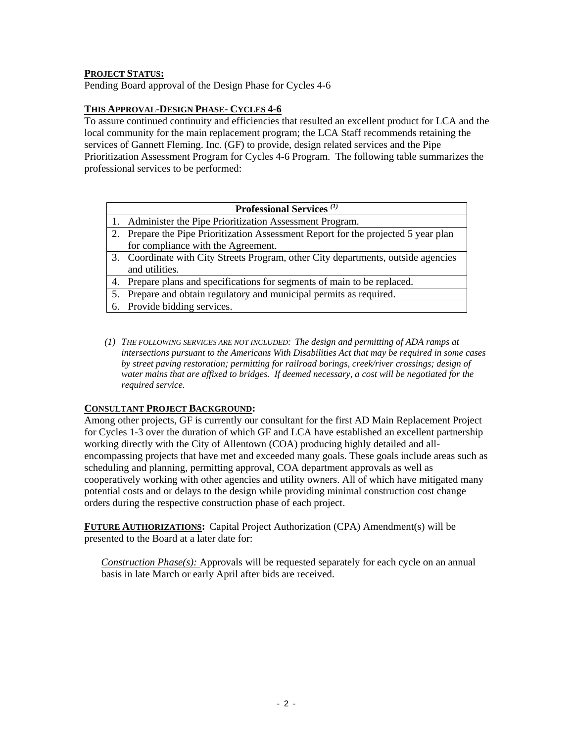**PROJECT STATUS:**
Pending Board approval of the Design Phase for Cycles 4-6

**THIS APPROVAL-DESIGN PHASE- CYCLES 4-6**
To assure continued continuity and efficiencies that resulted an excellent product for LCA and the local community for the main replacement program; the LCA Staff recommends retaining the services of Gannett Fleming. Inc. (GF) to provide, design related services and the Pipe Prioritization Assessment Program for Cycles 4-6 Program. The following table summarizes the professional services to be performed:

| Professional Services (1) |
|---|
| 1. Administer the Pipe Prioritization Assessment Program. |
| 2. Prepare the Pipe Prioritization Assessment Report for the projected 5 year plan for compliance with the Agreement. |
| 3. Coordinate with City Streets Program, other City departments, outside agencies and utilities. |
| 4. Prepare plans and specifications for segments of main to be replaced. |
| 5. Prepare and obtain regulatory and municipal permits as required. |
| 6. Provide bidding services. |

*(1) THE FOLLOWING SERVICES ARE NOT INCLUDED: The design and permitting of ADA ramps at intersections pursuant to the Americans With Disabilities Act that may be required in some cases by street paving restoration; permitting for railroad borings, creek/river crossings; design of water mains that are affixed to bridges. If deemed necessary, a cost will be negotiated for the required service.*

**CONSULTANT PROJECT BACKGROUND:**
Among other projects, GF is currently our consultant for the first AD Main Replacement Project for Cycles 1-3 over the duration of which GF and LCA have established an excellent partnership working directly with the City of Allentown (COA) producing highly detailed and all-encompassing projects that have met and exceeded many goals. These goals include areas such as scheduling and planning, permitting approval, COA department approvals as well as cooperatively working with other agencies and utility owners. All of which have mitigated many potential costs and or delays to the design while providing minimal construction cost change orders during the respective construction phase of each project.

**FUTURE AUTHORIZATIONS:** Capital Project Authorization (CPA) Amendment(s) will be presented to the Board at a later date for:

*Construction Phase(s):* Approvals will be requested separately for each cycle on an annual basis in late March or early April after bids are received.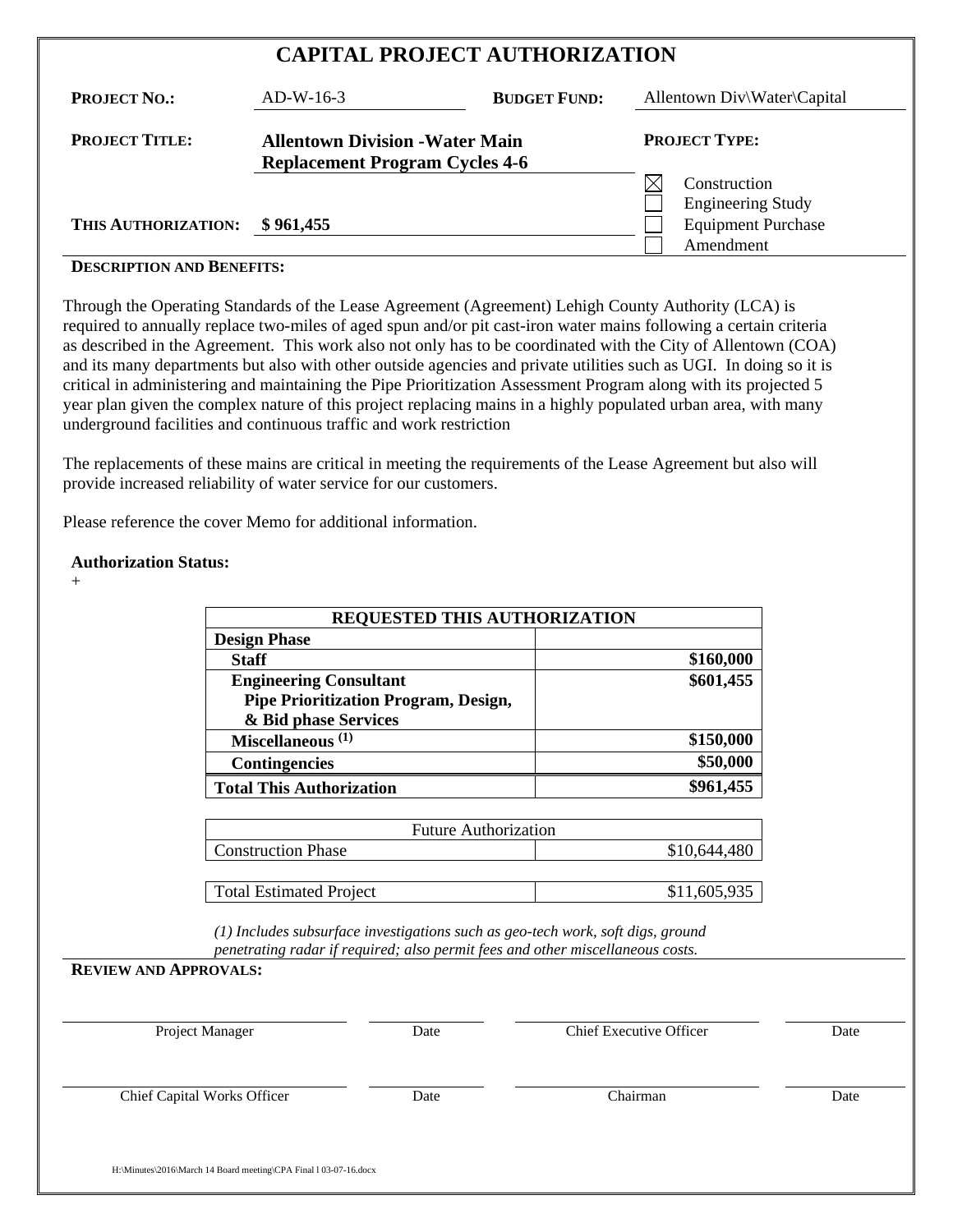# CAPITAL PROJECT AUTHORIZATION

| | | | |
|---|---|---|---|
| **PROJECT NO.:** | AD-W-16-3 | **BUDGET FUND:** | Allentown Div\Water\Capital |
| **PROJECT TITLE:** | **Allentown Division -Water Main Replacement Program Cycles 4-6** | **PROJECT TYPE:** | |
| **THIS AUTHORIZATION:** | **$ 961,455** | | ☒ Construction<br>☐ Engineering Study<br>☐ Equipment Purchase<br>☐ Amendment |

**DESCRIPTION AND BENEFITS:**

Through the Operating Standards of the Lease Agreement (Agreement) Lehigh County Authority (LCA) is required to annually replace two-miles of aged spun and/or pit cast-iron water mains following a certain criteria as described in the Agreement. This work also not only has to be coordinated with the City of Allentown (COA) and its many departments but also with other outside agencies and private utilities such as UGI. In doing so it is critical in administering and maintaining the Pipe Prioritization Assessment Program along with its projected 5 year plan given the complex nature of this project replacing mains in a highly populated urban area, with many underground facilities and continuous traffic and work restriction

The replacements of these mains are critical in meeting the requirements of the Lease Agreement but also will provide increased reliability of water service for our customers.

Please reference the cover Memo for additional information.

**Authorization Status:**

+

| REQUESTED THIS AUTHORIZATION | |
|---|---|
| **Design Phase** | |
| **Staff** | **$160,000** |
| **Engineering Consultant**<br>**Pipe Prioritization Program, Design, & Bid phase Services** | **$601,455** |
| **Miscellaneous (1)** | **$150,000** |
| **Contingencies** | **$50,000** |
| **Total This Authorization** | **$961,455** |

| Future Authorization | |
|---|---|
| Construction Phase | $10,644,480 |

| | |
|---|---|
| Total Estimated Project | $11,605,935 |

*(1) Includes subsurface investigations such as geo-tech work, soft digs, ground penetrating radar if required; also permit fees and other miscellaneous costs.*

**REVIEW AND APPROVALS:**

| | | | |
|---|---|---|---|
| Project Manager | Date | Chief Executive Officer | Date |
| Chief Capital Works Officer | Date | Chairman | Date |

H:\Minutes\2016\March 14 Board meeting\CPA Final l 03-07-16.docx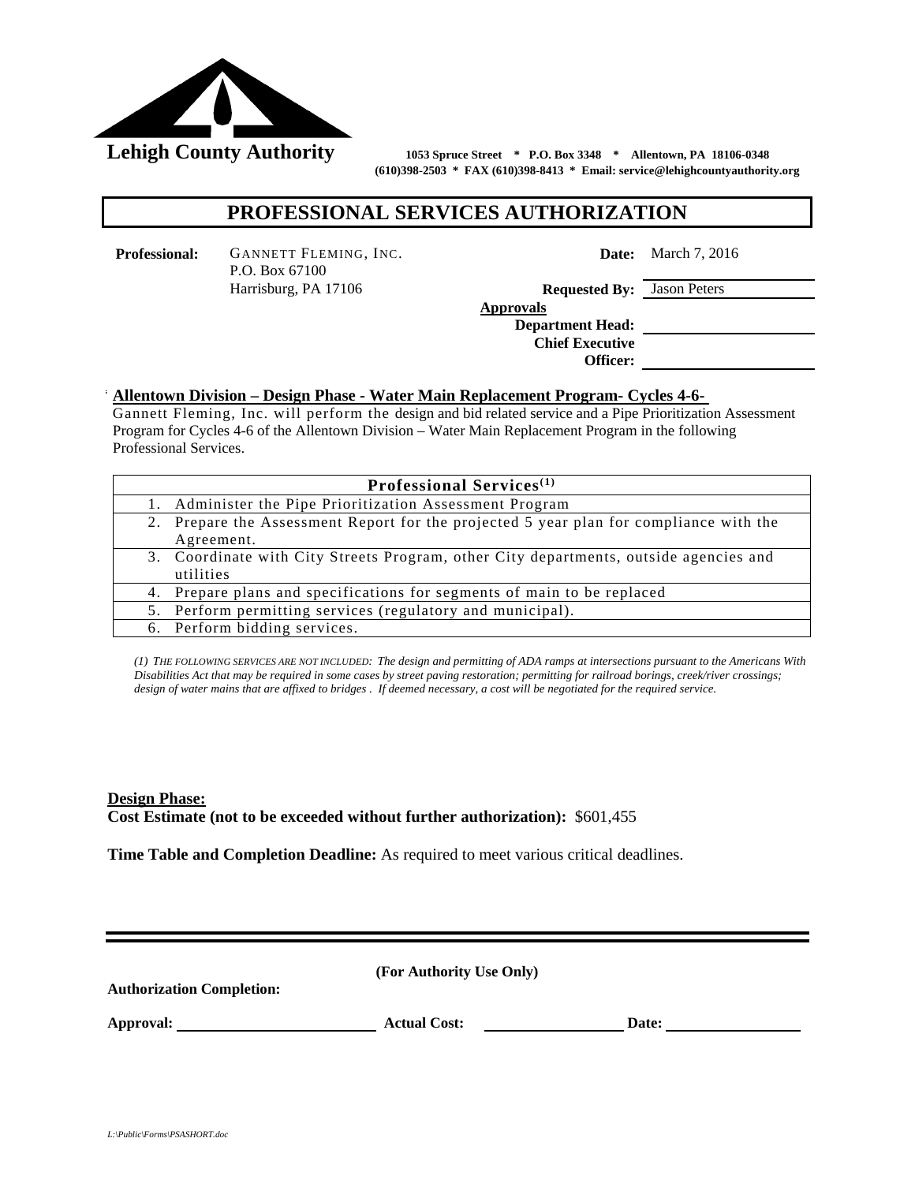**Lehigh County Authority**

**1053 Spruce Street * P.O. Box 3348 * Allentown, PA 18106-0348**
**(610)398-2503 * FAX (610)398-8413 * Email: service@lehighcountyauthority.org**

# PROFESSIONAL SERVICES AUTHORIZATION

**Professional:** GANNETT FLEMING, INC.
P.O. Box 67100
Harrisburg, PA 17106

**Date:** March 7, 2016

**Requested By:** Jason Peters

**Approvals**

**Department Head:** ____________________

**Chief Executive Officer:** ____________________

**Allentown Division – Design Phase - Water Main Replacement Program- Cycles 4-6-**

Gannett Fleming, Inc. will perform the design and bid related service and a Pipe Prioritization Assessment Program for Cycles 4-6 of the Allentown Division – Water Main Replacement Program in the following Professional Services.

| Professional Services(1) |
|---|
| 1. Administer the Pipe Prioritization Assessment Program |
| 2. Prepare the Assessment Report for the projected 5 year plan for compliance with the Agreement. |
| 3. Coordinate with City Streets Program, other City departments, outside agencies and utilities |
| 4. Prepare plans and specifications for segments of main to be replaced |
| 5. Perform permitting services (regulatory and municipal). |
| 6. Perform bidding services. |

*(1) THE FOLLOWING SERVICES ARE NOT INCLUDED: The design and permitting of ADA ramps at intersections pursuant to the Americans With Disabilities Act that may be required in some cases by street paving restoration; permitting for railroad borings, creek/river crossings; design of water mains that are affixed to bridges . If deemed necessary, a cost will be negotiated for the required service.*

**Design Phase:**
**Cost Estimate (not to be exceeded without further authorization):** $601,455

**Time Table and Completion Deadline:** As required to meet various critical deadlines.

---

**(For Authority Use Only)**

**Authorization Completion:**

**Approval:** ____________________ **Actual Cost:** ____________________ **Date:** ____________________

*L:\Public\Forms\PSASHORT.doc*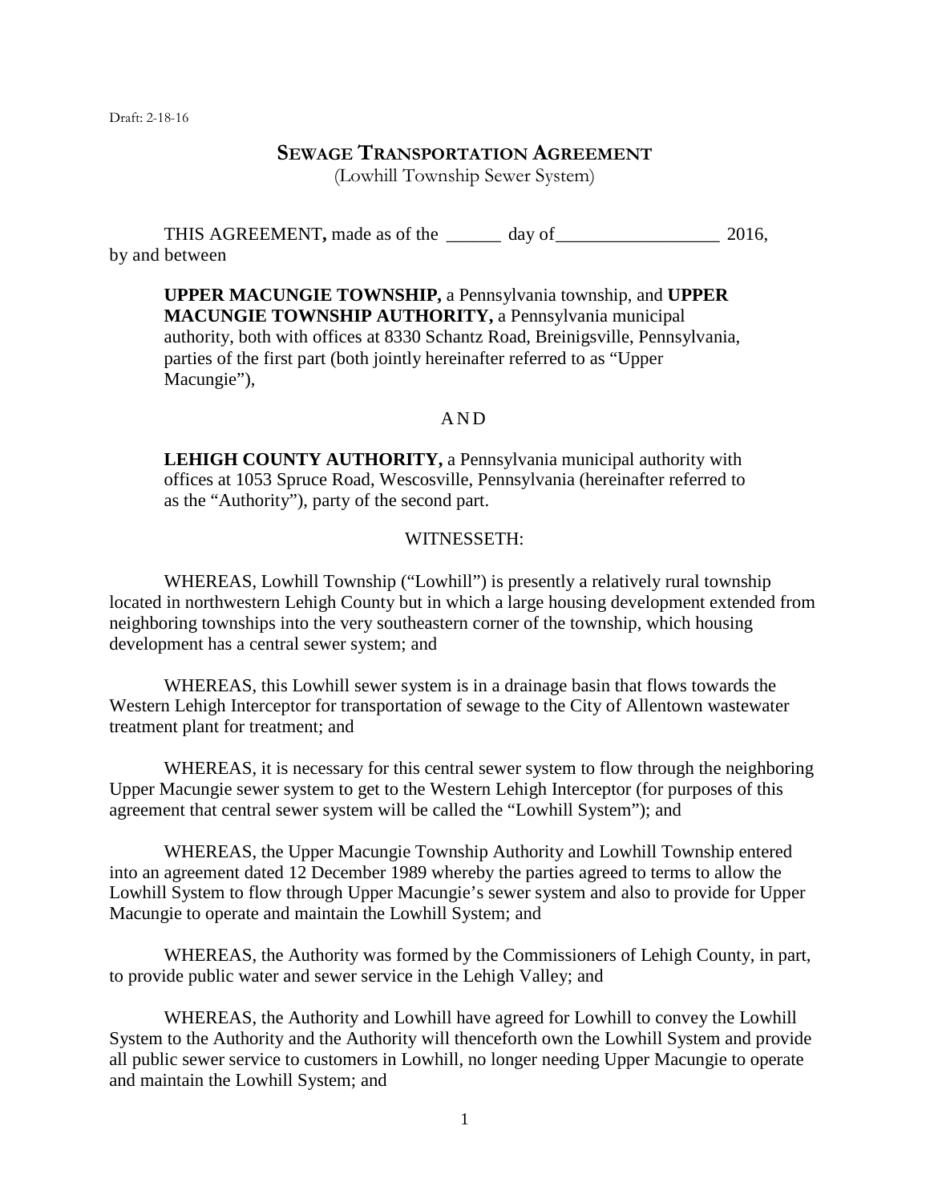Draft: 2-18-16

# SEWAGE TRANSPORTATION AGREEMENT

(Lowhill Township Sewer System)

THIS AGREEMENT**,** made as of the ______ day of__________________ 2016, by and between

> **UPPER MACUNGIE TOWNSHIP,** a Pennsylvania township, and **UPPER MACUNGIE TOWNSHIP AUTHORITY,** a Pennsylvania municipal authority, both with offices at 8330 Schantz Road, Breinigsville, Pennsylvania, parties of the first part (both jointly hereinafter referred to as "Upper Macungie"),

A N D

> **LEHIGH COUNTY AUTHORITY,** a Pennsylvania municipal authority with offices at 1053 Spruce Road, Wescosville, Pennsylvania (hereinafter referred to as the "Authority"), party of the second part.

WITNESSETH:

WHEREAS, Lowhill Township ("Lowhill") is presently a relatively rural township located in northwestern Lehigh County but in which a large housing development extended from neighboring townships into the very southeastern corner of the township, which housing development has a central sewer system; and

WHEREAS, this Lowhill sewer system is in a drainage basin that flows towards the Western Lehigh Interceptor for transportation of sewage to the City of Allentown wastewater treatment plant for treatment; and

WHEREAS, it is necessary for this central sewer system to flow through the neighboring Upper Macungie sewer system to get to the Western Lehigh Interceptor (for purposes of this agreement that central sewer system will be called the "Lowhill System"); and

WHEREAS, the Upper Macungie Township Authority and Lowhill Township entered into an agreement dated 12 December 1989 whereby the parties agreed to terms to allow the Lowhill System to flow through Upper Macungie's sewer system and also to provide for Upper Macungie to operate and maintain the Lowhill System; and

WHEREAS, the Authority was formed by the Commissioners of Lehigh County, in part, to provide public water and sewer service in the Lehigh Valley; and

WHEREAS, the Authority and Lowhill have agreed for Lowhill to convey the Lowhill System to the Authority and the Authority will thenceforth own the Lowhill System and provide all public sewer service to customers in Lowhill, no longer needing Upper Macungie to operate and maintain the Lowhill System; and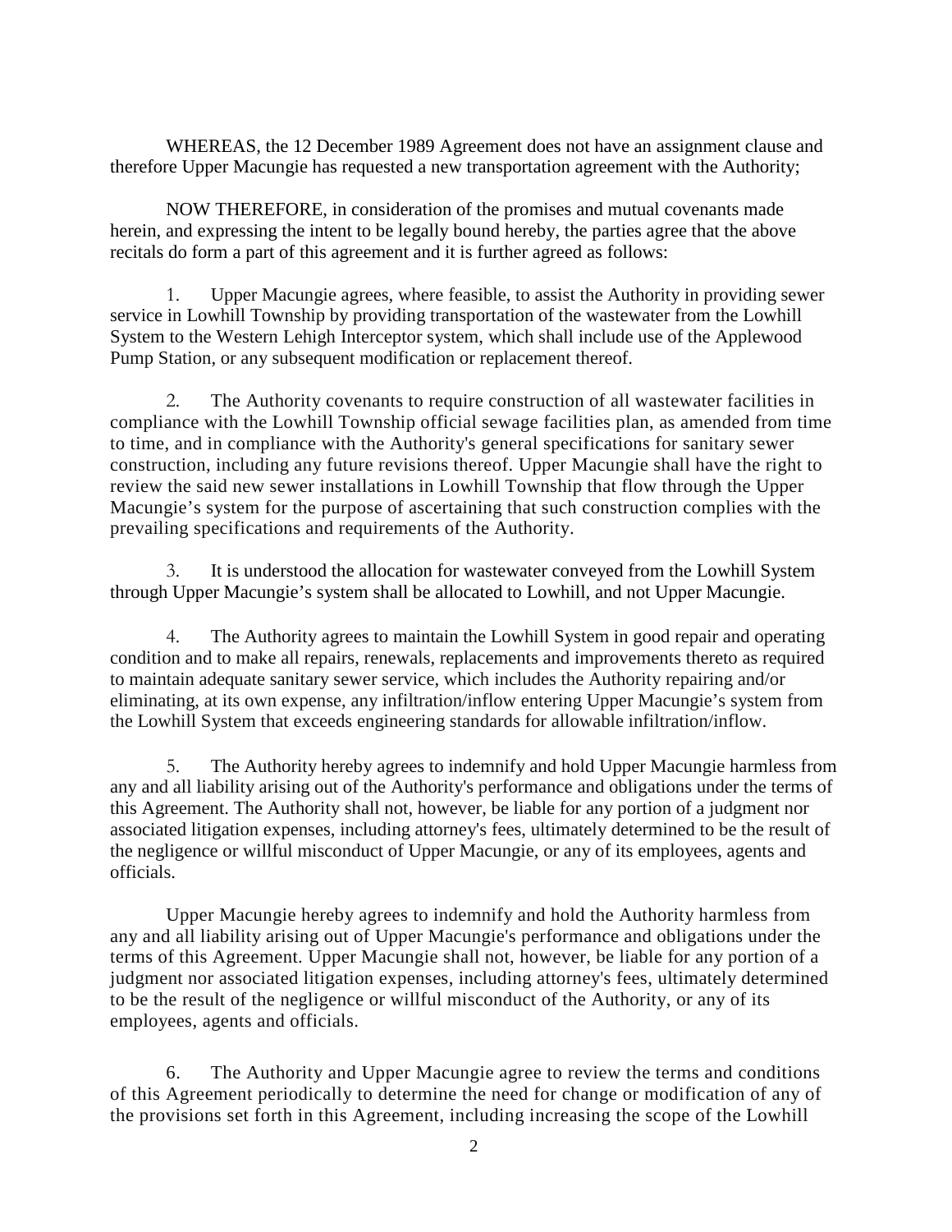WHEREAS, the 12 December 1989 Agreement does not have an assignment clause and therefore Upper Macungie has requested a new transportation agreement with the Authority;

NOW THEREFORE, in consideration of the promises and mutual covenants made herein, and expressing the intent to be legally bound hereby, the parties agree that the above recitals do form a part of this agreement and it is further agreed as follows:

1. Upper Macungie agrees, where feasible, to assist the Authority in providing sewer service in Lowhill Township by providing transportation of the wastewater from the Lowhill System to the Western Lehigh Interceptor system, which shall include use of the Applewood Pump Station, or any subsequent modification or replacement thereof.

2. The Authority covenants to require construction of all wastewater facilities in compliance with the Lowhill Township official sewage facilities plan, as amended from time to time, and in compliance with the Authority's general specifications for sanitary sewer construction, including any future revisions thereof. Upper Macungie shall have the right to review the said new sewer installations in Lowhill Township that flow through the Upper Macungie's system for the purpose of ascertaining that such construction complies with the prevailing specifications and requirements of the Authority.

3. It is understood the allocation for wastewater conveyed from the Lowhill System through Upper Macungie's system shall be allocated to Lowhill, and not Upper Macungie.

4. The Authority agrees to maintain the Lowhill System in good repair and operating condition and to make all repairs, renewals, replacements and improvements thereto as required to maintain adequate sanitary sewer service, which includes the Authority repairing and/or eliminating, at its own expense, any infiltration/inflow entering Upper Macungie's system from the Lowhill System that exceeds engineering standards for allowable infiltration/inflow.

5. The Authority hereby agrees to indemnify and hold Upper Macungie harmless from any and all liability arising out of the Authority's performance and obligations under the terms of this Agreement. The Authority shall not, however, be liable for any portion of a judgment nor associated litigation expenses, including attorney's fees, ultimately determined to be the result of the negligence or willful misconduct of Upper Macungie, or any of its employees, agents and officials.

Upper Macungie hereby agrees to indemnify and hold the Authority harmless from any and all liability arising out of Upper Macungie's performance and obligations under the terms of this Agreement. Upper Macungie shall not, however, be liable for any portion of a judgment nor associated litigation expenses, including attorney's fees, ultimately determined to be the result of the negligence or willful misconduct of the Authority, or any of its employees, agents and officials.

6. The Authority and Upper Macungie agree to review the terms and conditions of this Agreement periodically to determine the need for change or modification of any of the provisions set forth in this Agreement, including increasing the scope of the Lowhill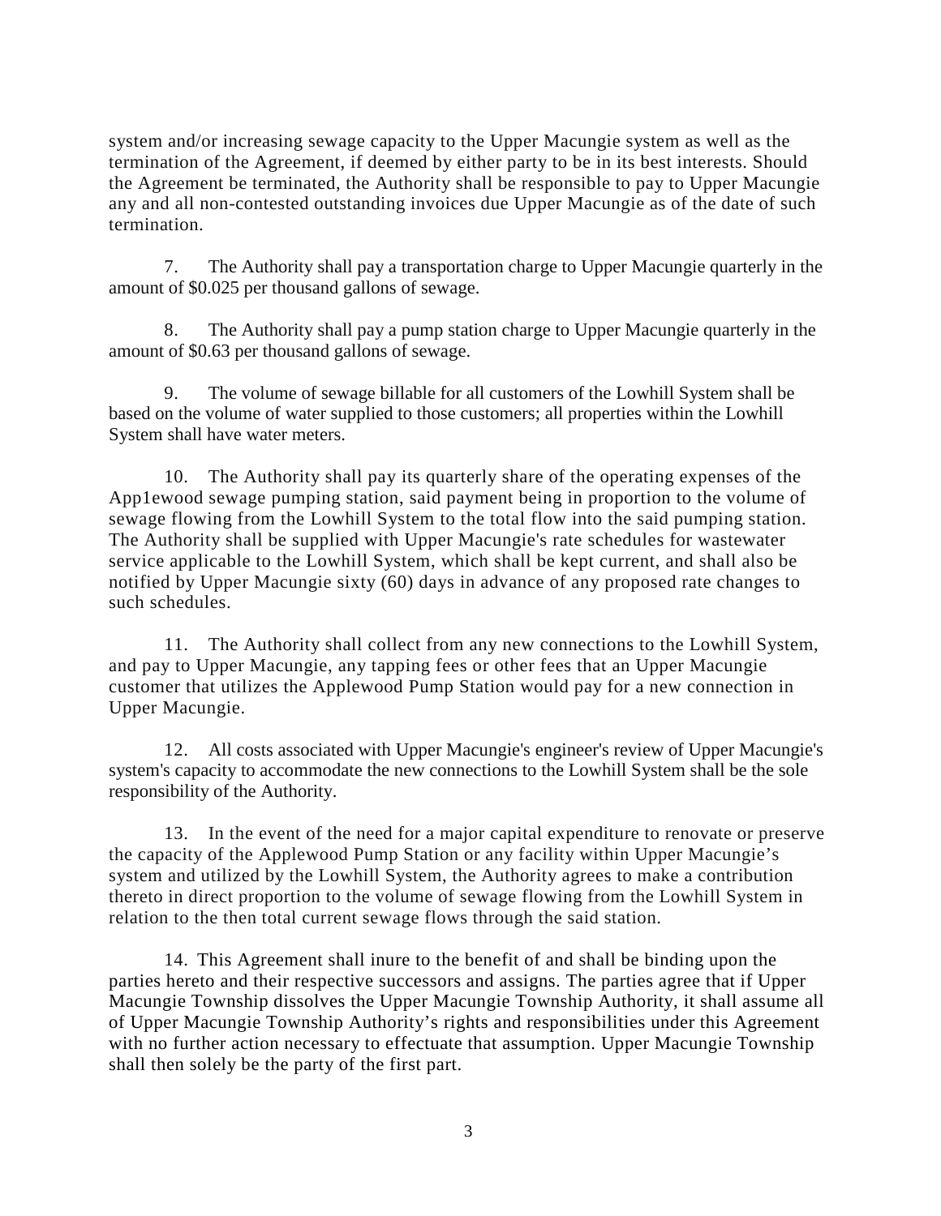system and/or increasing sewage capacity to the Upper Macungie system as well as the termination of the Agreement, if deemed by either party to be in its best interests. Should the Agreement be terminated, the Authority shall be responsible to pay to Upper Macungie any and all non-contested outstanding invoices due Upper Macungie as of the date of such termination.

7. The Authority shall pay a transportation charge to Upper Macungie quarterly in the amount of $0.025 per thousand gallons of sewage.

8. The Authority shall pay a pump station charge to Upper Macungie quarterly in the amount of $0.63 per thousand gallons of sewage.

9. The volume of sewage billable for all customers of the Lowhill System shall be based on the volume of water supplied to those customers; all properties within the Lowhill System shall have water meters.

10. The Authority shall pay its quarterly share of the operating expenses of the App1ewood sewage pumping station, said payment being in proportion to the volume of sewage flowing from the Lowhill System to the total flow into the said pumping station. The Authority shall be supplied with Upper Macungie's rate schedules for wastewater service applicable to the Lowhill System, which shall be kept current, and shall also be notified by Upper Macungie sixty (60) days in advance of any proposed rate changes to such schedules.

11. The Authority shall collect from any new connections to the Lowhill System, and pay to Upper Macungie, any tapping fees or other fees that an Upper Macungie customer that utilizes the Applewood Pump Station would pay for a new connection in Upper Macungie.

12. All costs associated with Upper Macungie's engineer's review of Upper Macungie's system's capacity to accommodate the new connections to the Lowhill System shall be the sole responsibility of the Authority.

13. In the event of the need for a major capital expenditure to renovate or preserve the capacity of the Applewood Pump Station or any facility within Upper Macungie's system and utilized by the Lowhill System, the Authority agrees to make a contribution thereto in direct proportion to the volume of sewage flowing from the Lowhill System in relation to the then total current sewage flows through the said station.

14. This Agreement shall inure to the benefit of and shall be binding upon the parties hereto and their respective successors and assigns. The parties agree that if Upper Macungie Township dissolves the Upper Macungie Township Authority, it shall assume all of Upper Macungie Township Authority's rights and responsibilities under this Agreement with no further action necessary to effectuate that assumption. Upper Macungie Township shall then solely be the party of the first part.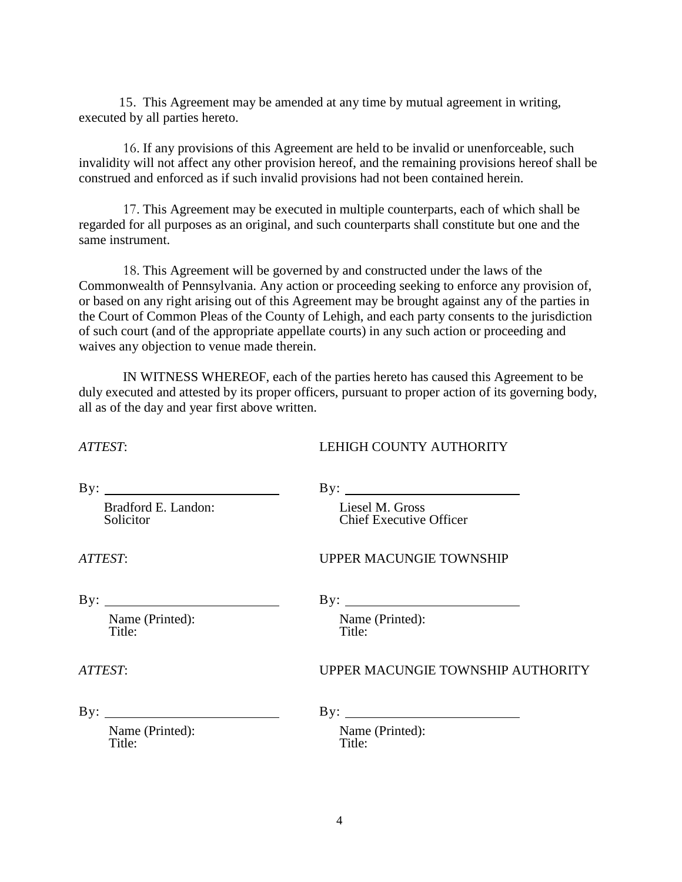15. This Agreement may be amended at any time by mutual agreement in writing, executed by all parties hereto.

16. If any provisions of this Agreement are held to be invalid or unenforceable, such invalidity will not affect any other provision hereof, and the remaining provisions hereof shall be construed and enforced as if such invalid provisions had not been contained herein.

17. This Agreement may be executed in multiple counterparts, each of which shall be regarded for all purposes as an original, and such counterparts shall constitute but one and the same instrument.

18. This Agreement will be governed by and constructed under the laws of the Commonwealth of Pennsylvania. Any action or proceeding seeking to enforce any provision of, or based on any right arising out of this Agreement may be brought against any of the parties in the Court of Common Pleas of the County of Lehigh, and each party consents to the jurisdiction of such court (and of the appropriate appellate courts) in any such action or proceeding and waives any objection to venue made therein.

IN WITNESS WHEREOF, each of the parties hereto has caused this Agreement to be duly executed and attested by its proper officers, pursuant to proper action of its governing body, all as of the day and year first above written.

*ATTEST*: LEHIGH COUNTY AUTHORITY

By: ________________________ By: ________________________

Bradford E. Landon: Solicitor

Liesel M. Gross, Chief Executive Officer

*ATTEST*: UPPER MACUNGIE TOWNSHIP

By: ________________________ By: ________________________

Name (Printed):
Title:

Name (Printed):
Title:

*ATTEST*: UPPER MACUNGIE TOWNSHIP AUTHORITY

By: ________________________ By: ________________________

Name (Printed):
Title:

Name (Printed):
Title: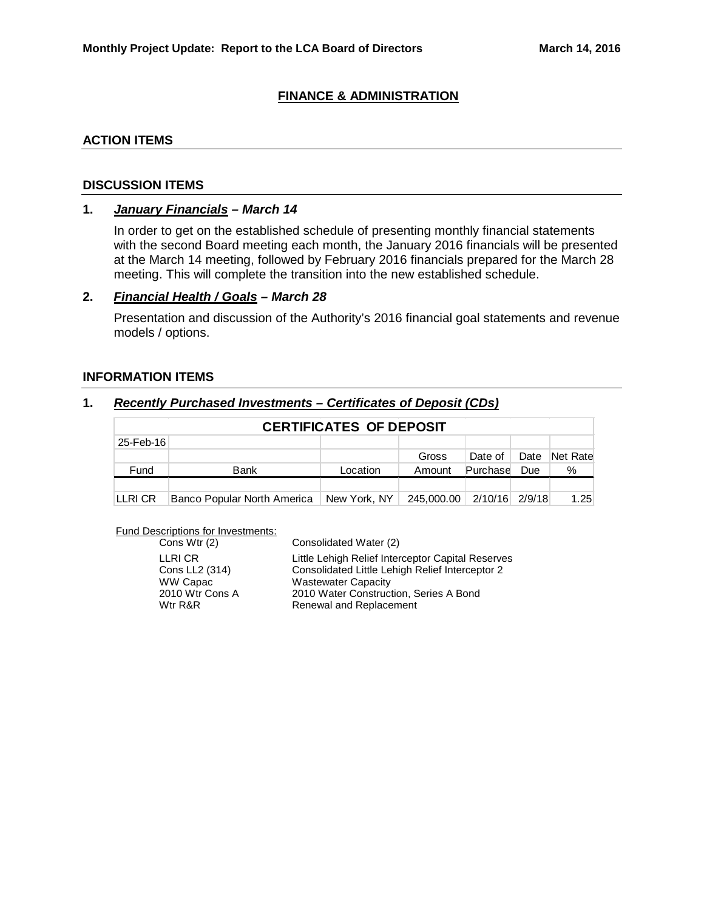## FINANCE & ADMINISTRATION

### ACTION ITEMS

### DISCUSSION ITEMS

**1. *January Financials* – *March 14***

In order to get on the established schedule of presenting monthly financial statements with the second Board meeting each month, the January 2016 financials will be presented at the March 14 meeting, followed by February 2016 financials prepared for the March 28 meeting. This will complete the transition into the new established schedule.

**2. *Financial Health / Goals* – *March 28***

Presentation and discussion of the Authority's 2016 financial goal statements and revenue models / options.

### INFORMATION ITEMS

**1. *Recently Purchased Investments – Certificates of Deposit (CDs)***

| CERTIFICATES OF DEPOSIT | | | | | | |
|---|---|---|---|---|---|---|
| 25-Feb-16 | | | | | | |
| | | | Gross | Date of | Date | Net Rate |
| Fund | Bank | Location | Amount | Purchase | Due | % |
| LLRI CR | Banco Popular North America | New York, NY | 245,000.00 | 2/10/16 | 2/9/18 | 1.25 |

Fund Descriptions for Investments:

| | |
|---|---|
| Cons Wtr (2) | Consolidated Water (2) |
| LLRI CR | Little Lehigh Relief Interceptor Capital Reserves |
| Cons LL2 (314) | Consolidated Little Lehigh Relief Interceptor 2 |
| WW Capac | Wastewater Capacity |
| 2010 Wtr Cons A | 2010 Water Construction, Series A Bond |
| Wtr R&R | Renewal and Replacement |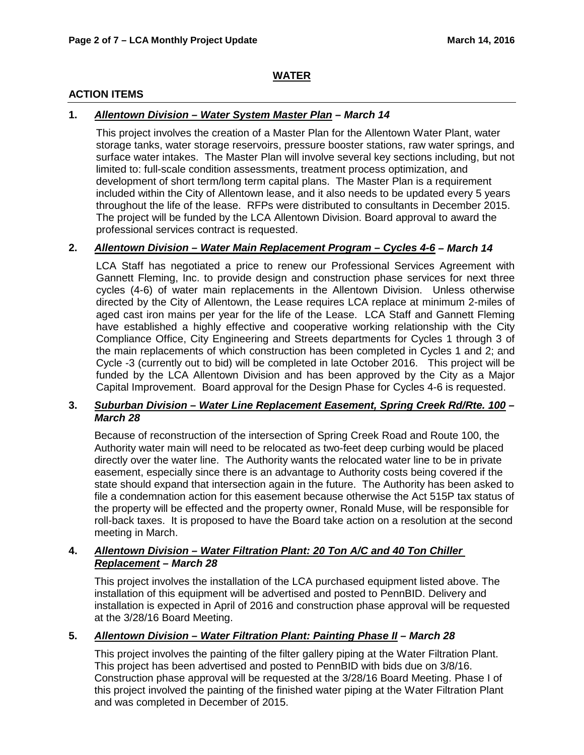## WATER

### ACTION ITEMS

**1.** ***Allentown Division – Water System Master Plan – March 14***

This project involves the creation of a Master Plan for the Allentown Water Plant, water storage tanks, water storage reservoirs, pressure booster stations, raw water springs, and surface water intakes. The Master Plan will involve several key sections including, but not limited to: full-scale condition assessments, treatment process optimization, and development of short term/long term capital plans. The Master Plan is a requirement included within the City of Allentown lease, and it also needs to be updated every 5 years throughout the life of the lease. RFPs were distributed to consultants in December 2015. The project will be funded by the LCA Allentown Division. Board approval to award the professional services contract is requested.

**2.** ***Allentown Division – Water Main Replacement Program – Cycles 4-6 – March 14***

LCA Staff has negotiated a price to renew our Professional Services Agreement with Gannett Fleming, Inc. to provide design and construction phase services for next three cycles (4-6) of water main replacements in the Allentown Division. Unless otherwise directed by the City of Allentown, the Lease requires LCA replace at minimum 2-miles of aged cast iron mains per year for the life of the Lease. LCA Staff and Gannett Fleming have established a highly effective and cooperative working relationship with the City Compliance Office, City Engineering and Streets departments for Cycles 1 through 3 of the main replacements of which construction has been completed in Cycles 1 and 2; and Cycle -3 (currently out to bid) will be completed in late October 2016. This project will be funded by the LCA Allentown Division and has been approved by the City as a Major Capital Improvement. Board approval for the Design Phase for Cycles 4-6 is requested.

**3.** ***Suburban Division – Water Line Replacement Easement, Spring Creek Rd/Rte. 100 – March 28***

Because of reconstruction of the intersection of Spring Creek Road and Route 100, the Authority water main will need to be relocated as two-feet deep curbing would be placed directly over the water line. The Authority wants the relocated water line to be in private easement, especially since there is an advantage to Authority costs being covered if the state should expand that intersection again in the future. The Authority has been asked to file a condemnation action for this easement because otherwise the Act 515P tax status of the property will be effected and the property owner, Ronald Muse, will be responsible for roll-back taxes. It is proposed to have the Board take action on a resolution at the second meeting in March.

**4.** ***Allentown Division – Water Filtration Plant: 20 Ton A/C and 40 Ton Chiller Replacement – March 28***

This project involves the installation of the LCA purchased equipment listed above. The installation of this equipment will be advertised and posted to PennBID. Delivery and installation is expected in April of 2016 and construction phase approval will be requested at the 3/28/16 Board Meeting.

**5.** ***Allentown Division – Water Filtration Plant: Painting Phase II – March 28***

This project involves the painting of the filter gallery piping at the Water Filtration Plant. This project has been advertised and posted to PennBID with bids due on 3/8/16. Construction phase approval will be requested at the 3/28/16 Board Meeting. Phase I of this project involved the painting of the finished water piping at the Water Filtration Plant and was completed in December of 2015.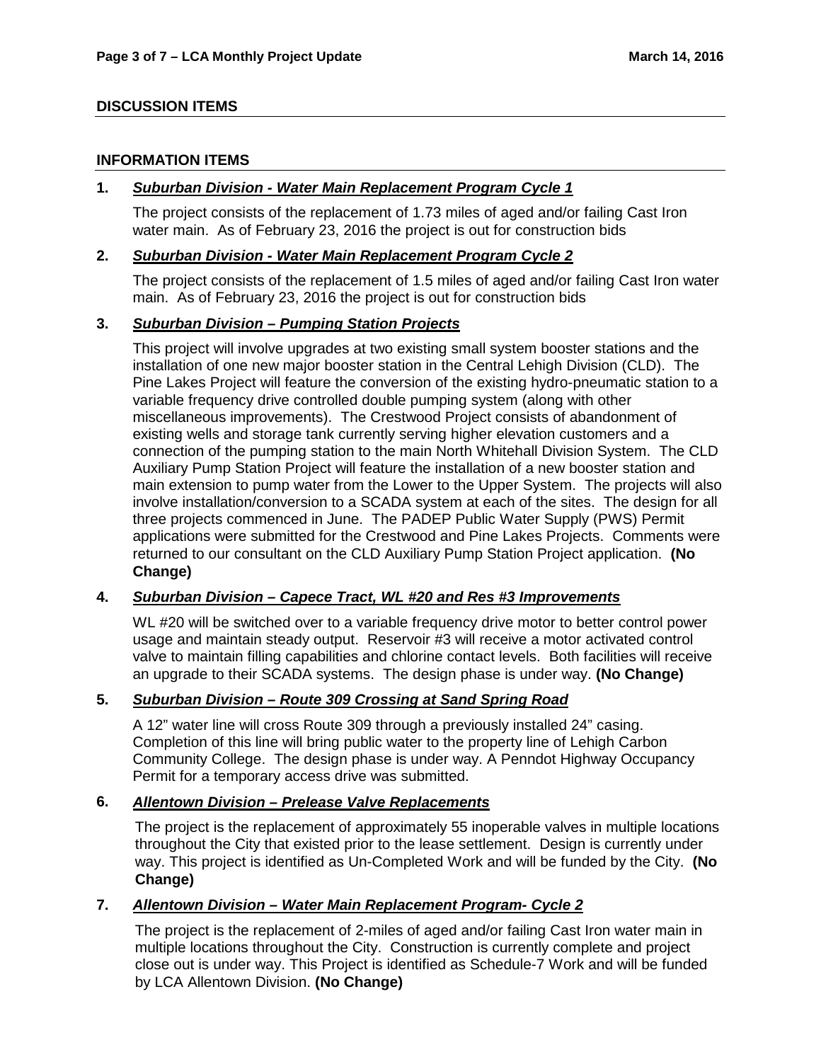## DISCUSSION ITEMS

## INFORMATION ITEMS

**1.** ***Suburban Division - Water Main Replacement Program Cycle 1***

The project consists of the replacement of 1.73 miles of aged and/or failing Cast Iron water main. As of February 23, 2016 the project is out for construction bids

**2.** ***Suburban Division - Water Main Replacement Program Cycle 2***

The project consists of the replacement of 1.5 miles of aged and/or failing Cast Iron water main. As of February 23, 2016 the project is out for construction bids

**3.** ***Suburban Division – Pumping Station Projects***

This project will involve upgrades at two existing small system booster stations and the installation of one new major booster station in the Central Lehigh Division (CLD). The Pine Lakes Project will feature the conversion of the existing hydro-pneumatic station to a variable frequency drive controlled double pumping system (along with other miscellaneous improvements). The Crestwood Project consists of abandonment of existing wells and storage tank currently serving higher elevation customers and a connection of the pumping station to the main North Whitehall Division System. The CLD Auxiliary Pump Station Project will feature the installation of a new booster station and main extension to pump water from the Lower to the Upper System. The projects will also involve installation/conversion to a SCADA system at each of the sites. The design for all three projects commenced in June. The PADEP Public Water Supply (PWS) Permit applications were submitted for the Crestwood and Pine Lakes Projects. Comments were returned to our consultant on the CLD Auxiliary Pump Station Project application. **(No Change)**

**4.** ***Suburban Division – Capece Tract, WL #20 and Res #3 Improvements***

WL #20 will be switched over to a variable frequency drive motor to better control power usage and maintain steady output. Reservoir #3 will receive a motor activated control valve to maintain filling capabilities and chlorine contact levels. Both facilities will receive an upgrade to their SCADA systems. The design phase is under way. **(No Change)**

**5.** ***Suburban Division – Route 309 Crossing at Sand Spring Road***

A 12" water line will cross Route 309 through a previously installed 24" casing. Completion of this line will bring public water to the property line of Lehigh Carbon Community College. The design phase is under way. A Penndot Highway Occupancy Permit for a temporary access drive was submitted.

**6.** ***Allentown Division – Prelease Valve Replacements***

The project is the replacement of approximately 55 inoperable valves in multiple locations throughout the City that existed prior to the lease settlement. Design is currently under way. This project is identified as Un-Completed Work and will be funded by the City. **(No Change)**

**7.** ***Allentown Division – Water Main Replacement Program- Cycle 2***

The project is the replacement of 2-miles of aged and/or failing Cast Iron water main in multiple locations throughout the City. Construction is currently complete and project close out is under way. This Project is identified as Schedule-7 Work and will be funded by LCA Allentown Division. **(No Change)**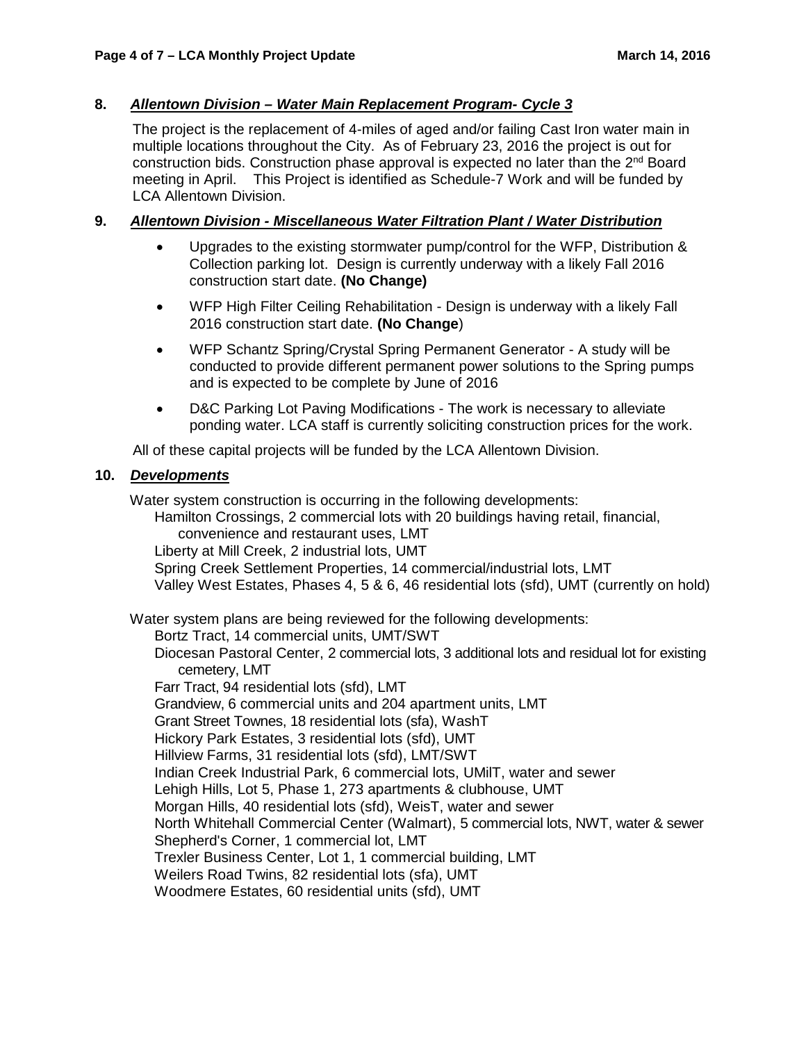**8.** ***Allentown Division – Water Main Replacement Program- Cycle 3***

The project is the replacement of 4-miles of aged and/or failing Cast Iron water main in multiple locations throughout the City. As of February 23, 2016 the project is out for construction bids. Construction phase approval is expected no later than the 2nd Board meeting in April. This Project is identified as Schedule-7 Work and will be funded by LCA Allentown Division.

**9.** ***Allentown Division - Miscellaneous Water Filtration Plant / Water Distribution***

- Upgrades to the existing stormwater pump/control for the WFP, Distribution & Collection parking lot. Design is currently underway with a likely Fall 2016 construction start date. **(No Change)**
- WFP High Filter Ceiling Rehabilitation - Design is underway with a likely Fall 2016 construction start date. **(No Change)**
- WFP Schantz Spring/Crystal Spring Permanent Generator - A study will be conducted to provide different permanent power solutions to the Spring pumps and is expected to be complete by June of 2016
- D&C Parking Lot Paving Modifications - The work is necessary to alleviate ponding water. LCA staff is currently soliciting construction prices for the work.

All of these capital projects will be funded by the LCA Allentown Division.

**10.** ***Developments***

Water system construction is occurring in the following developments:

Hamilton Crossings, 2 commercial lots with 20 buildings having retail, financial, convenience and restaurant uses, LMT
Liberty at Mill Creek, 2 industrial lots, UMT
Spring Creek Settlement Properties, 14 commercial/industrial lots, LMT
Valley West Estates, Phases 4, 5 & 6, 46 residential lots (sfd), UMT (currently on hold)

Water system plans are being reviewed for the following developments:

Bortz Tract, 14 commercial units, UMT/SWT
Diocesan Pastoral Center, 2 commercial lots, 3 additional lots and residual lot for existing cemetery, LMT
Farr Tract, 94 residential lots (sfd), LMT
Grandview, 6 commercial units and 204 apartment units, LMT
Grant Street Townes, 18 residential lots (sfa), WashT
Hickory Park Estates, 3 residential lots (sfd), UMT
Hillview Farms, 31 residential lots (sfd), LMT/SWT
Indian Creek Industrial Park, 6 commercial lots, UMilT, water and sewer
Lehigh Hills, Lot 5, Phase 1, 273 apartments & clubhouse, UMT
Morgan Hills, 40 residential lots (sfd), WeisT, water and sewer
North Whitehall Commercial Center (Walmart), 5 commercial lots, NWT, water & sewer
Shepherd's Corner, 1 commercial lot, LMT
Trexler Business Center, Lot 1, 1 commercial building, LMT
Weilers Road Twins, 82 residential lots (sfa), UMT
Woodmere Estates, 60 residential units (sfd), UMT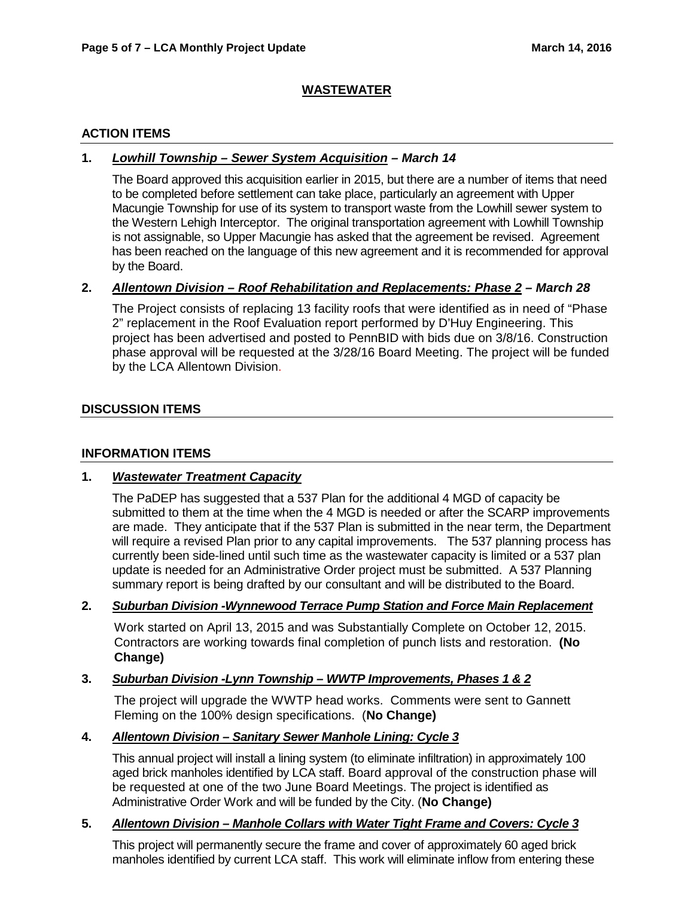## WASTEWATER

### ACTION ITEMS

**1. *Lowhill Township – Sewer System Acquisition* – *March 14***

The Board approved this acquisition earlier in 2015, but there are a number of items that need to be completed before settlement can take place, particularly an agreement with Upper Macungie Township for use of its system to transport waste from the Lowhill sewer system to the Western Lehigh Interceptor. The original transportation agreement with Lowhill Township is not assignable, so Upper Macungie has asked that the agreement be revised. Agreement has been reached on the language of this new agreement and it is recommended for approval by the Board.

**2. *Allentown Division – Roof Rehabilitation and Replacements: Phase 2* – *March 28***

The Project consists of replacing 13 facility roofs that were identified as in need of "Phase 2" replacement in the Roof Evaluation report performed by D'Huy Engineering. This project has been advertised and posted to PennBID with bids due on 3/8/16. Construction phase approval will be requested at the 3/28/16 Board Meeting. The project will be funded by the LCA Allentown Division.

### DISCUSSION ITEMS

### INFORMATION ITEMS

**1. *Wastewater Treatment Capacity***

The PaDEP has suggested that a 537 Plan for the additional 4 MGD of capacity be submitted to them at the time when the 4 MGD is needed or after the SCARP improvements are made. They anticipate that if the 537 Plan is submitted in the near term, the Department will require a revised Plan prior to any capital improvements. The 537 planning process has currently been side-lined until such time as the wastewater capacity is limited or a 537 plan update is needed for an Administrative Order project must be submitted. A 537 Planning summary report is being drafted by our consultant and will be distributed to the Board.

**2. *Suburban Division -Wynnewood Terrace Pump Station and Force Main Replacement***

Work started on April 13, 2015 and was Substantially Complete on October 12, 2015. Contractors are working towards final completion of punch lists and restoration. **(No Change)**

**3. *Suburban Division -Lynn Township – WWTP Improvements, Phases 1 & 2***

The project will upgrade the WWTP head works. Comments were sent to Gannett Fleming on the 100% design specifications. (**No Change)**

**4. *Allentown Division – Sanitary Sewer Manhole Lining: Cycle 3***

This annual project will install a lining system (to eliminate infiltration) in approximately 100 aged brick manholes identified by LCA staff. Board approval of the construction phase will be requested at one of the two June Board Meetings. The project is identified as Administrative Order Work and will be funded by the City. (**No Change)**

**5. *Allentown Division – Manhole Collars with Water Tight Frame and Covers: Cycle 3***

This project will permanently secure the frame and cover of approximately 60 aged brick manholes identified by current LCA staff. This work will eliminate inflow from entering these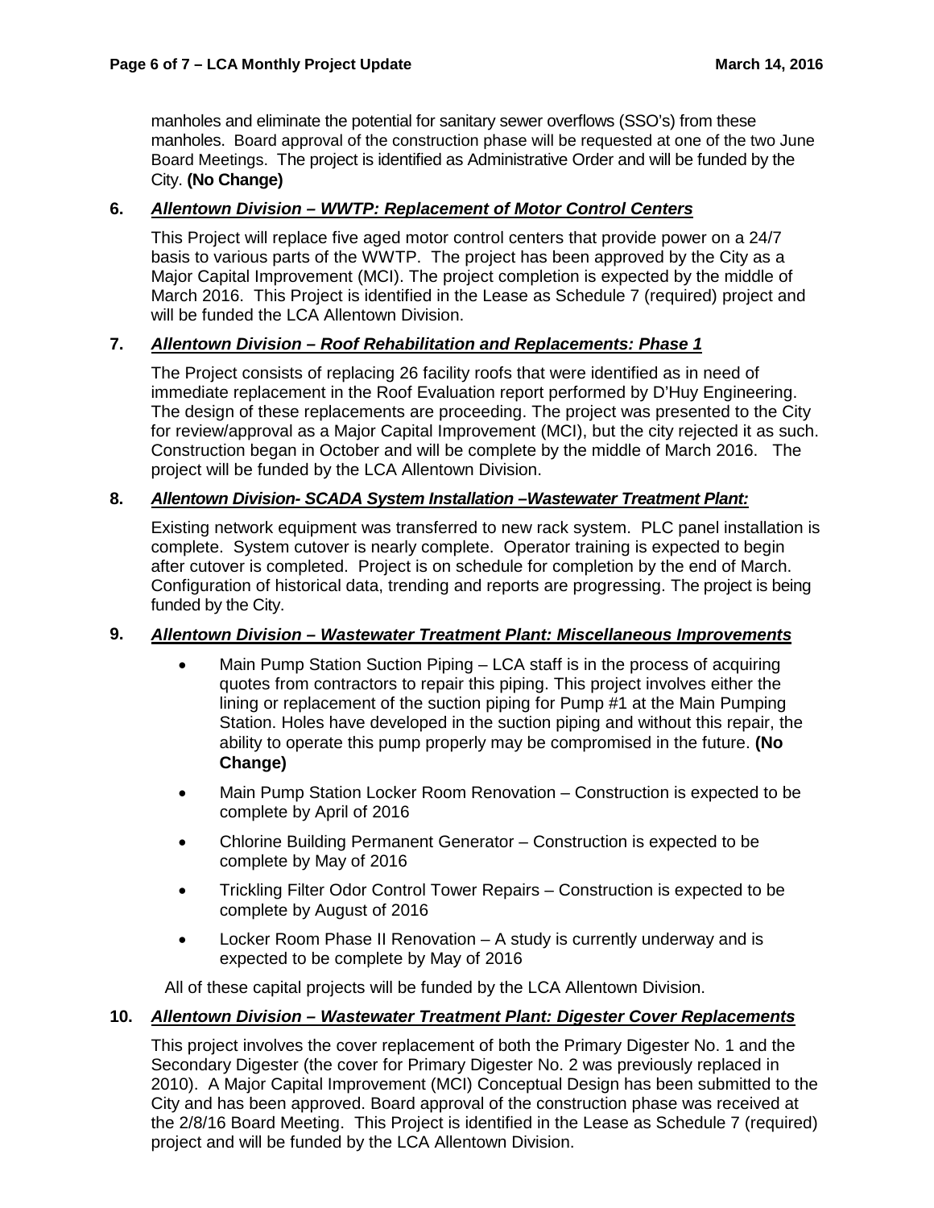manholes and eliminate the potential for sanitary sewer overflows (SSO's) from these manholes. Board approval of the construction phase will be requested at one of the two June Board Meetings. The project is identified as Administrative Order and will be funded by the City. **(No Change)**

**6. *<u>Allentown Division – WWTP: Replacement of Motor Control Centers</u>***

This Project will replace five aged motor control centers that provide power on a 24/7 basis to various parts of the WWTP. The project has been approved by the City as a Major Capital Improvement (MCI). The project completion is expected by the middle of March 2016. This Project is identified in the Lease as Schedule 7 (required) project and will be funded the LCA Allentown Division.

**7. *<u>Allentown Division – Roof Rehabilitation and Replacements: Phase 1</u>***

The Project consists of replacing 26 facility roofs that were identified as in need of immediate replacement in the Roof Evaluation report performed by D'Huy Engineering. The design of these replacements are proceeding. The project was presented to the City for review/approval as a Major Capital Improvement (MCI), but the city rejected it as such. Construction began in October and will be complete by the middle of March 2016. The project will be funded by the LCA Allentown Division.

**8. *<u>Allentown Division- SCADA System Installation –Wastewater Treatment Plant:</u>***

Existing network equipment was transferred to new rack system. PLC panel installation is complete. System cutover is nearly complete. Operator training is expected to begin after cutover is completed. Project is on schedule for completion by the end of March. Configuration of historical data, trending and reports are progressing. The project is being funded by the City.

**9. *<u>Allentown Division – Wastewater Treatment Plant: Miscellaneous Improvements</u>***

- Main Pump Station Suction Piping – LCA staff is in the process of acquiring quotes from contractors to repair this piping. This project involves either the lining or replacement of the suction piping for Pump #1 at the Main Pumping Station. Holes have developed in the suction piping and without this repair, the ability to operate this pump properly may be compromised in the future. **(No Change)**
- Main Pump Station Locker Room Renovation – Construction is expected to be complete by April of 2016
- Chlorine Building Permanent Generator – Construction is expected to be complete by May of 2016
- Trickling Filter Odor Control Tower Repairs – Construction is expected to be complete by August of 2016
- Locker Room Phase II Renovation – A study is currently underway and is expected to be complete by May of 2016

All of these capital projects will be funded by the LCA Allentown Division.

**10. *<u>Allentown Division – Wastewater Treatment Plant: Digester Cover Replacements</u>***

This project involves the cover replacement of both the Primary Digester No. 1 and the Secondary Digester (the cover for Primary Digester No. 2 was previously replaced in 2010). A Major Capital Improvement (MCI) Conceptual Design has been submitted to the City and has been approved. Board approval of the construction phase was received at the 2/8/16 Board Meeting. This Project is identified in the Lease as Schedule 7 (required) project and will be funded by the LCA Allentown Division.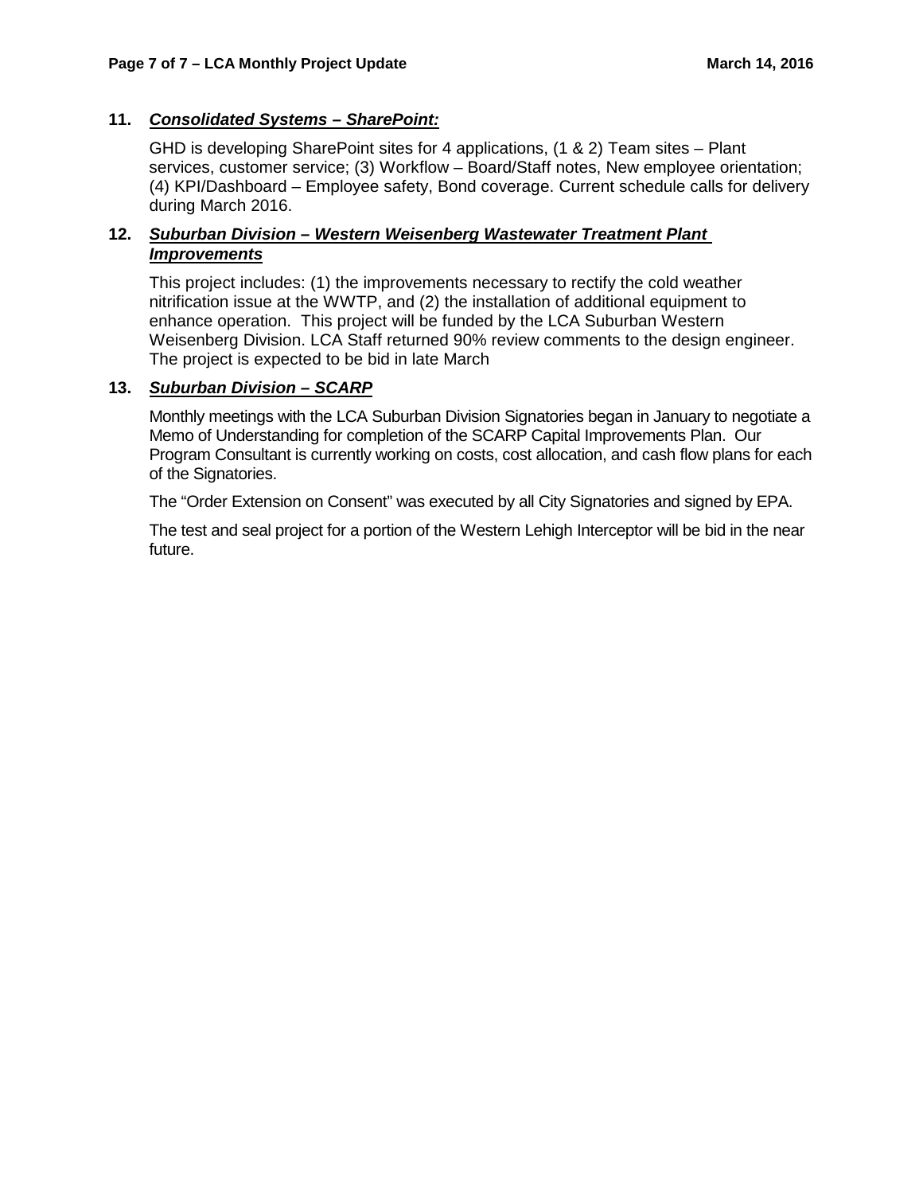**11. *Consolidated Systems – SharePoint:***

GHD is developing SharePoint sites for 4 applications, (1 & 2) Team sites – Plant services, customer service; (3) Workflow – Board/Staff notes, New employee orientation; (4) KPI/Dashboard – Employee safety, Bond coverage. Current schedule calls for delivery during March 2016.

**12. *Suburban Division – Western Weisenberg Wastewater Treatment Plant Improvements***

This project includes: (1) the improvements necessary to rectify the cold weather nitrification issue at the WWTP, and (2) the installation of additional equipment to enhance operation. This project will be funded by the LCA Suburban Western Weisenberg Division. LCA Staff returned 90% review comments to the design engineer. The project is expected to be bid in late March

**13. *Suburban Division – SCARP***

Monthly meetings with the LCA Suburban Division Signatories began in January to negotiate a Memo of Understanding for completion of the SCARP Capital Improvements Plan. Our Program Consultant is currently working on costs, cost allocation, and cash flow plans for each of the Signatories.

The "Order Extension on Consent" was executed by all City Signatories and signed by EPA.

The test and seal project for a portion of the Western Lehigh Interceptor will be bid in the near future.